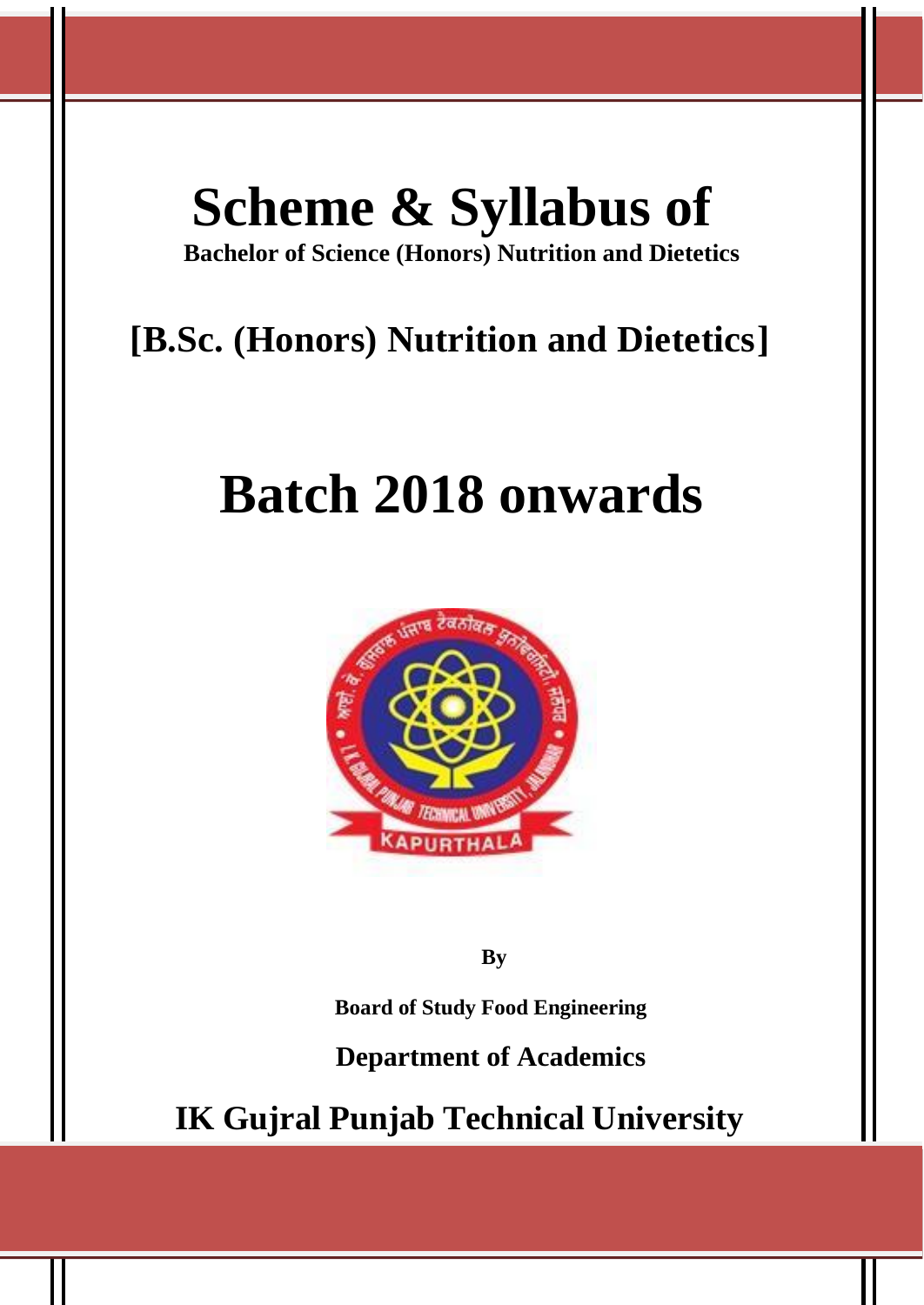# Scheme & Syllabus of

**Bachelor of Science (Honors) Nutrition and Dietetics**

## [B.Sc. (Honors) Nutrition and Dietetics]

# Batch 2018 onwards

**By**

**Board of Study Food Engineering**

**Department of Academics**

**IK Gujral Punjab Technical University**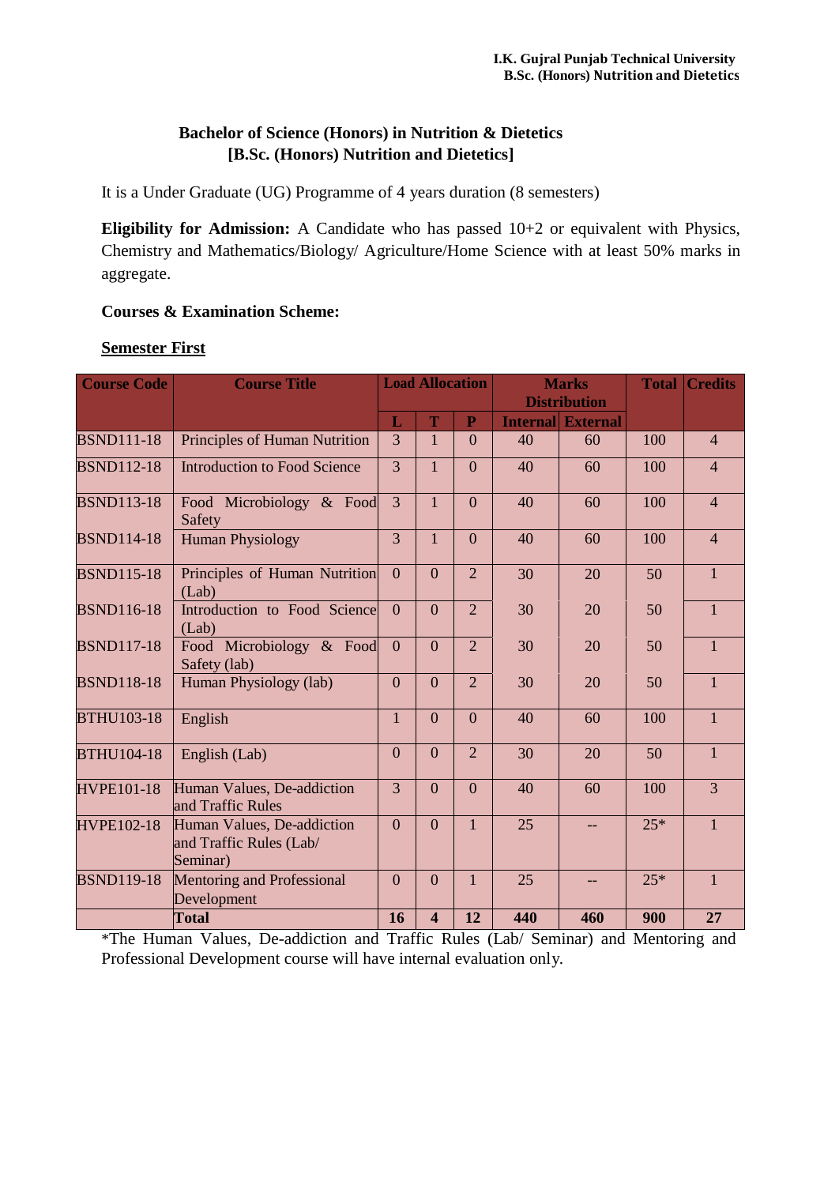## Bachelor of Science (Honors) in Nutrition & Dietetics
## [B.Sc. (Honors) Nutrition and Dietetics]

It is a Under Graduate (UG) Programme of 4 years duration (8 semesters)

**Eligibility for Admission:** A Candidate who has passed 10+2 or equivalent with Physics, Chemistry and Mathematics/Biology/ Agriculture/Home Science with at least 50% marks in aggregate.

**Courses & Examination Scheme:**

**Semester First**

| Course Code | Course Title | Load Allocation | | | Marks Distribution | | Total | Credits |
|---|---|---|---|---|---|---|---|---|
| | | L | T | P | Internal | External | | |
| BSND111-18 | Principles of Human Nutrition | 3 | 1 | 0 | 40 | 60 | 100 | 4 |
| BSND112-18 | Introduction to Food Science | 3 | 1 | 0 | 40 | 60 | 100 | 4 |
| BSND113-18 | Food Microbiology & Food Safety | 3 | 1 | 0 | 40 | 60 | 100 | 4 |
| BSND114-18 | Human Physiology | 3 | 1 | 0 | 40 | 60 | 100 | 4 |
| BSND115-18 | Principles of Human Nutrition (Lab) | 0 | 0 | 2 | 30 | 20 | 50 | 1 |
| BSND116-18 | Introduction to Food Science (Lab) | 0 | 0 | 2 | 30 | 20 | 50 | 1 |
| BSND117-18 | Food Microbiology & Food Safety (lab) | 0 | 0 | 2 | 30 | 20 | 50 | 1 |
| BSND118-18 | Human Physiology (lab) | 0 | 0 | 2 | 30 | 20 | 50 | 1 |
| BTHU103-18 | English | 1 | 0 | 0 | 40 | 60 | 100 | 1 |
| BTHU104-18 | English (Lab) | 0 | 0 | 2 | 30 | 20 | 50 | 1 |
| HVPE101-18 | Human Values, De-addiction and Traffic Rules | 3 | 0 | 0 | 40 | 60 | 100 | 3 |
| HVPE102-18 | Human Values, De-addiction and Traffic Rules (Lab/ Seminar) | 0 | 0 | 1 | 25 | -- | 25* | 1 |
| BSND119-18 | Mentoring and Professional Development | 0 | 0 | 1 | 25 | -- | 25* | 1 |
| | **Total** | **16** | **4** | **12** | **440** | **460** | **900** | **27** |

*The Human Values, De-addiction and Traffic Rules (Lab/ Seminar) and Mentoring and Professional Development course will have internal evaluation only.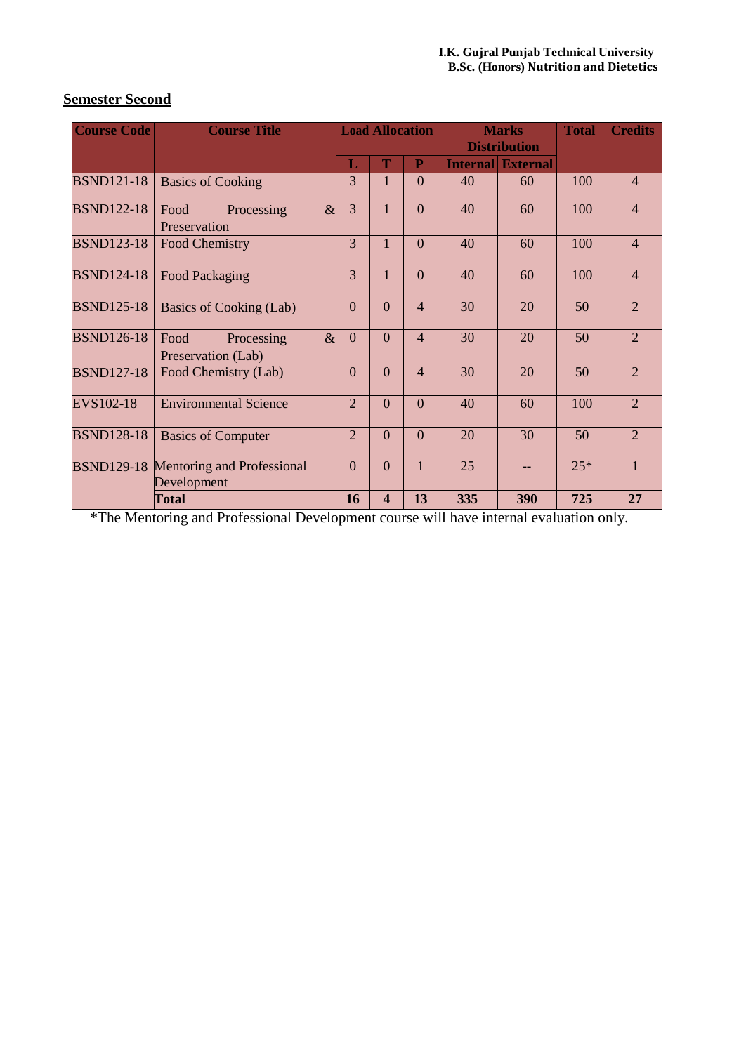## Semester Second

| Course Code | Course Title | Load Allocation | | | Marks Distribution | | Total | Credits |
|---|---|---|---|---|---|---|---|---|
| | | L | T | P | Internal | External | | |
| BSND121-18 | Basics of Cooking | 3 | 1 | 0 | 40 | 60 | 100 | 4 |
| BSND122-18 | Food Processing & Preservation | 3 | 1 | 0 | 40 | 60 | 100 | 4 |
| BSND123-18 | Food Chemistry | 3 | 1 | 0 | 40 | 60 | 100 | 4 |
| BSND124-18 | Food Packaging | 3 | 1 | 0 | 40 | 60 | 100 | 4 |
| BSND125-18 | Basics of Cooking (Lab) | 0 | 0 | 4 | 30 | 20 | 50 | 2 |
| BSND126-18 | Food Processing & Preservation (Lab) | 0 | 0 | 4 | 30 | 20 | 50 | 2 |
| BSND127-18 | Food Chemistry (Lab) | 0 | 0 | 4 | 30 | 20 | 50 | 2 |
| EVS102-18 | Environmental Science | 2 | 0 | 0 | 40 | 60 | 100 | 2 |
| BSND128-18 | Basics of Computer | 2 | 0 | 0 | 20 | 30 | 50 | 2 |
| BSND129-18 | Mentoring and Professional Development | 0 | 0 | 1 | 25 | -- | 25* | 1 |
| | **Total** | **16** | **4** | **13** | **335** | **390** | **725** | **27** |

*The Mentoring and Professional Development course will have internal evaluation only.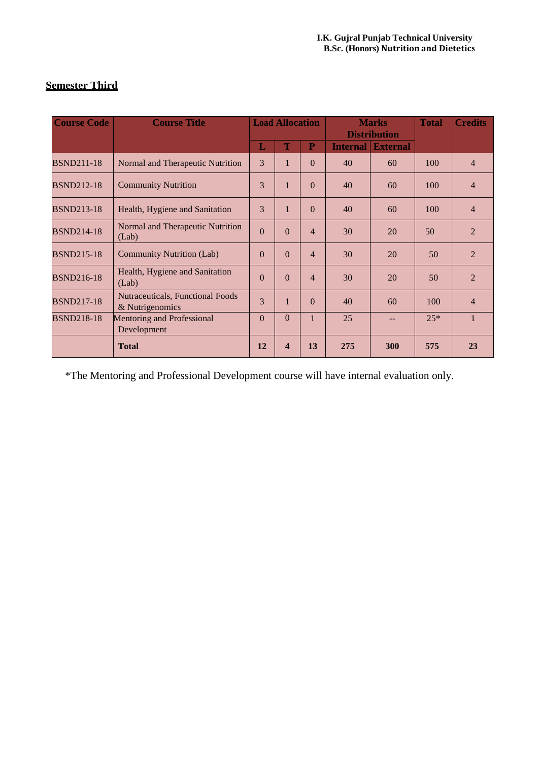## Semester Third

| Course Code | Course Title | Load Allocation | | | Marks Distribution | | Total | Credits |
|---|---|---|---|---|---|---|---|---|
| | | L | T | P | Internal | External | | |
| BSND211-18 | Normal and Therapeutic Nutrition | 3 | 1 | 0 | 40 | 60 | 100 | 4 |
| BSND212-18 | Community Nutrition | 3 | 1 | 0 | 40 | 60 | 100 | 4 |
| BSND213-18 | Health, Hygiene and Sanitation | 3 | 1 | 0 | 40 | 60 | 100 | 4 |
| BSND214-18 | Normal and Therapeutic Nutrition (Lab) | 0 | 0 | 4 | 30 | 20 | 50 | 2 |
| BSND215-18 | Community Nutrition (Lab) | 0 | 0 | 4 | 30 | 20 | 50 | 2 |
| BSND216-18 | Health, Hygiene and Sanitation (Lab) | 0 | 0 | 4 | 30 | 20 | 50 | 2 |
| BSND217-18 | Nutraceuticals, Functional Foods & Nutrigenomics | 3 | 1 | 0 | 40 | 60 | 100 | 4 |
| BSND218-18 | Mentoring and Professional Development | 0 | 0 | 1 | 25 | -- | 25* | 1 |
| | **Total** | **12** | **4** | **13** | **275** | **300** | **575** | **23** |

*The Mentoring and Professional Development course will have internal evaluation only.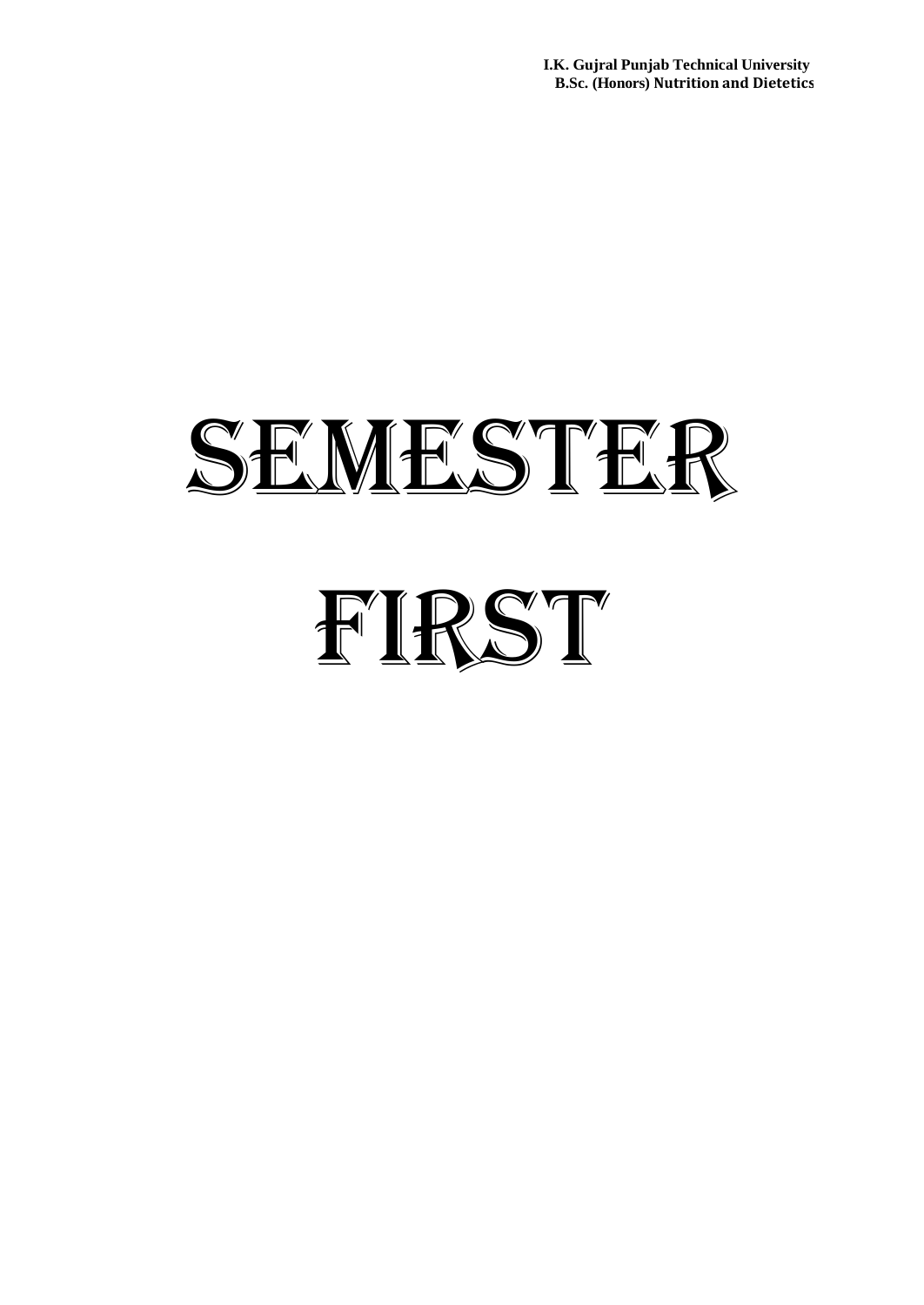# SEMESTER FIRST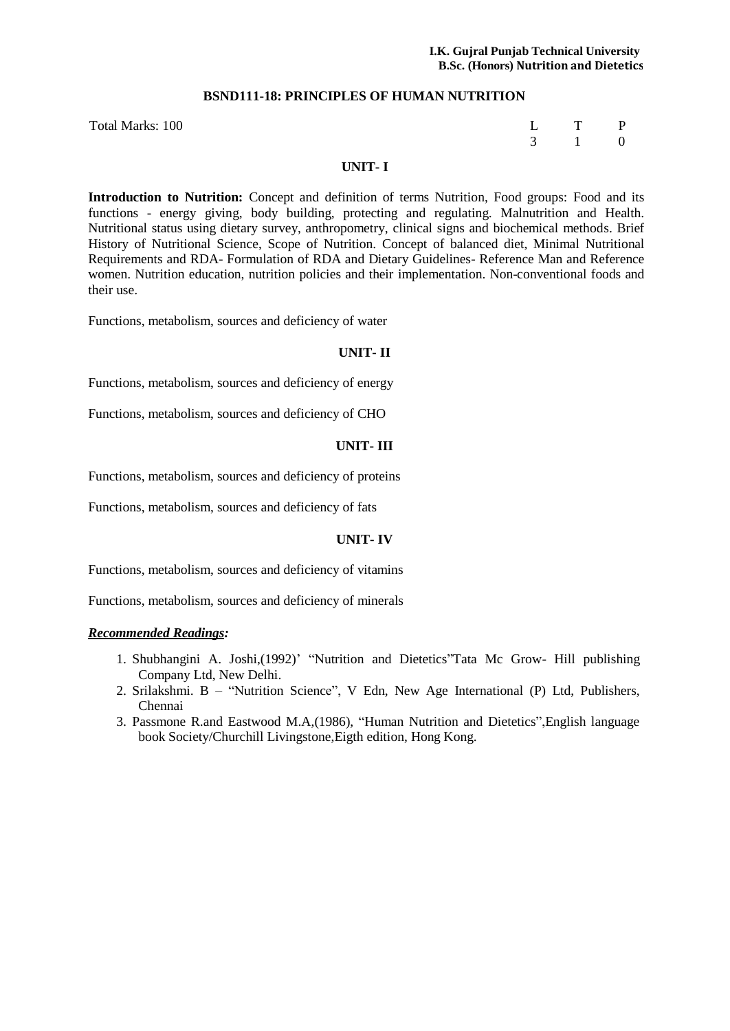## BSND111-18: PRINCIPLES OF HUMAN NUTRITION

Total Marks: 100

| L | T | P |
|---|---|---|
| 3 | 1 | 0 |

### UNIT- I

**Introduction to Nutrition:** Concept and definition of terms Nutrition, Food groups: Food and its functions - energy giving, body building, protecting and regulating. Malnutrition and Health. Nutritional status using dietary survey, anthropometry, clinical signs and biochemical methods. Brief History of Nutritional Science, Scope of Nutrition. Concept of balanced diet, Minimal Nutritional Requirements and RDA- Formulation of RDA and Dietary Guidelines- Reference Man and Reference women. Nutrition education, nutrition policies and their implementation. Non-conventional foods and their use.

Functions, metabolism, sources and deficiency of water

### UNIT- II

Functions, metabolism, sources and deficiency of energy

Functions, metabolism, sources and deficiency of CHO

### UNIT- III

Functions, metabolism, sources and deficiency of proteins

Functions, metabolism, sources and deficiency of fats

### UNIT- IV

Functions, metabolism, sources and deficiency of vitamins

Functions, metabolism, sources and deficiency of minerals

***Recommended Readings:***

1. Shubhangini A. Joshi,(1992)' "Nutrition and Dietetics"Tata Mc Grow- Hill publishing Company Ltd, New Delhi.
2. Srilakshmi. B – "Nutrition Science", V Edn, New Age International (P) Ltd, Publishers, Chennai
3. Passmone R.and Eastwood M.A,(1986), "Human Nutrition and Dietetics",English language book Society/Churchill Livingstone,Eigth edition, Hong Kong.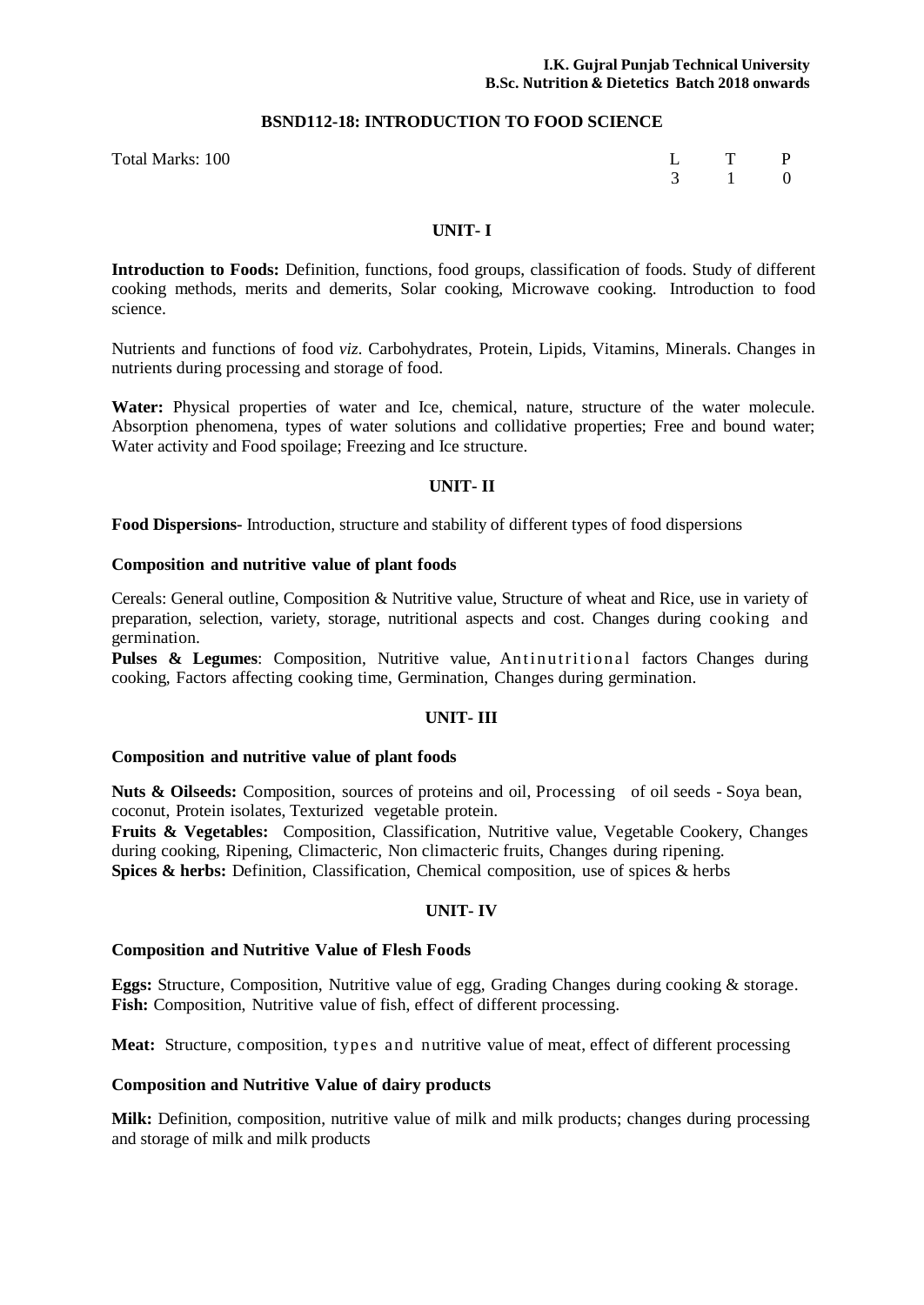**I.K. Gujral Punjab Technical University**
**B.Sc. Nutrition & Dietetics Batch 2018 onwards**

## BSND112-18: INTRODUCTION TO FOOD SCIENCE

Total Marks: 100

| L | T | P |
|---|---|---|
| 3 | 1 | 0 |

### UNIT- I

**Introduction to Foods:** Definition, functions, food groups, classification of foods. Study of different cooking methods, merits and demerits, Solar cooking, Microwave cooking. Introduction to food science.

Nutrients and functions of food *viz.* Carbohydrates, Protein, Lipids, Vitamins, Minerals. Changes in nutrients during processing and storage of food.

**Water:** Physical properties of water and Ice, chemical, nature, structure of the water molecule. Absorption phenomena, types of water solutions and collidative properties; Free and bound water; Water activity and Food spoilage; Freezing and Ice structure.

### UNIT- II

**Food Dispersions-** Introduction, structure and stability of different types of food dispersions

**Composition and nutritive value of plant foods**

Cereals: General outline, Composition & Nutritive value, Structure of wheat and Rice, use in variety of preparation, selection, variety, storage, nutritional aspects and cost. Changes during cooking and germination.

**Pulses & Legumes**: Composition, Nutritive value, Antinutritional factors Changes during cooking, Factors affecting cooking time, Germination, Changes during germination.

### UNIT- III

**Composition and nutritive value of plant foods**

**Nuts & Oilseeds:** Composition, sources of proteins and oil, Processing of oil seeds - Soya bean, coconut, Protein isolates, Texturized vegetable protein.

**Fruits & Vegetables:** Composition, Classification, Nutritive value, Vegetable Cookery, Changes during cooking, Ripening, Climacteric, Non climacteric fruits, Changes during ripening.

**Spices & herbs:** Definition, Classification, Chemical composition, use of spices & herbs

### UNIT- IV

**Composition and Nutritive Value of Flesh Foods**

**Eggs:** Structure, Composition, Nutritive value of egg, Grading Changes during cooking & storage.

**Fish:** Composition, Nutritive value of fish, effect of different processing.

**Meat:** Structure, composition, types and nutritive value of meat, effect of different processing

**Composition and Nutritive Value of dairy products**

**Milk:** Definition, composition, nutritive value of milk and milk products; changes during processing and storage of milk and milk products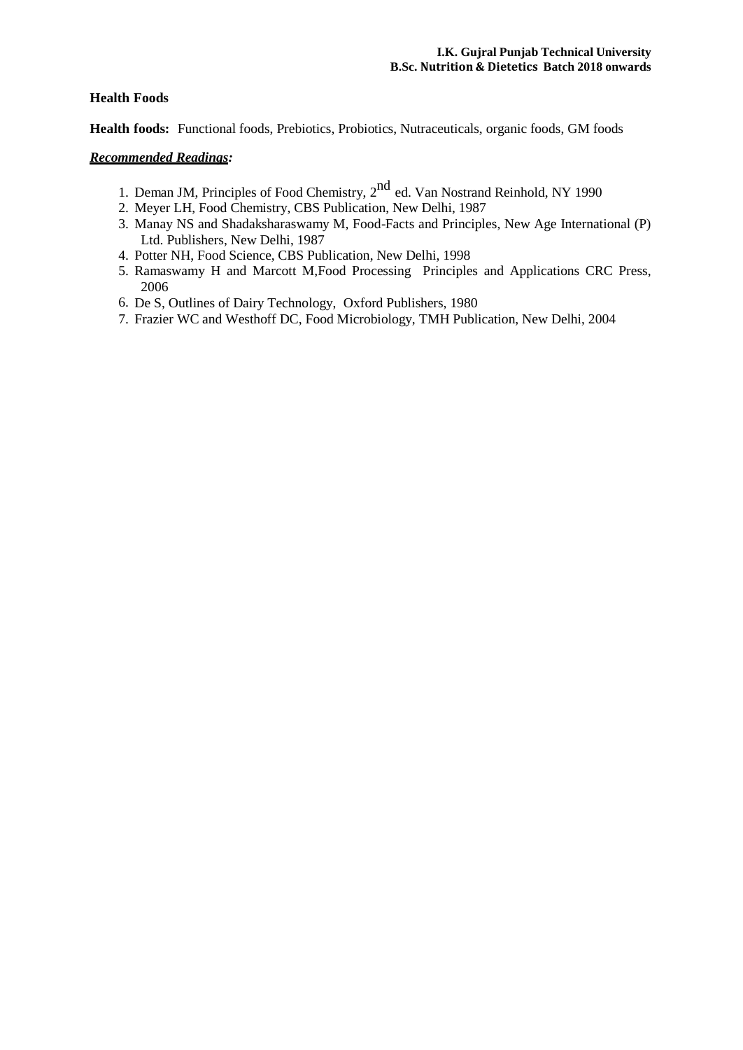**Health Foods**

**Health foods:** Functional foods, Prebiotics, Probiotics, Nutraceuticals, organic foods, GM foods

***Recommended Readings:***

1. Deman JM, Principles of Food Chemistry, 2nd ed. Van Nostrand Reinhold, NY 1990
2. Meyer LH, Food Chemistry, CBS Publication, New Delhi, 1987
3. Manay NS and Shadaksharaswamy M, Food-Facts and Principles, New Age International (P) Ltd. Publishers, New Delhi, 1987
4. Potter NH, Food Science, CBS Publication, New Delhi, 1998
5. Ramaswamy H and Marcott M, Food Processing Principles and Applications CRC Press, 2006
6. De S, Outlines of Dairy Technology, Oxford Publishers, 1980
7. Frazier WC and Westhoff DC, Food Microbiology, TMH Publication, New Delhi, 2004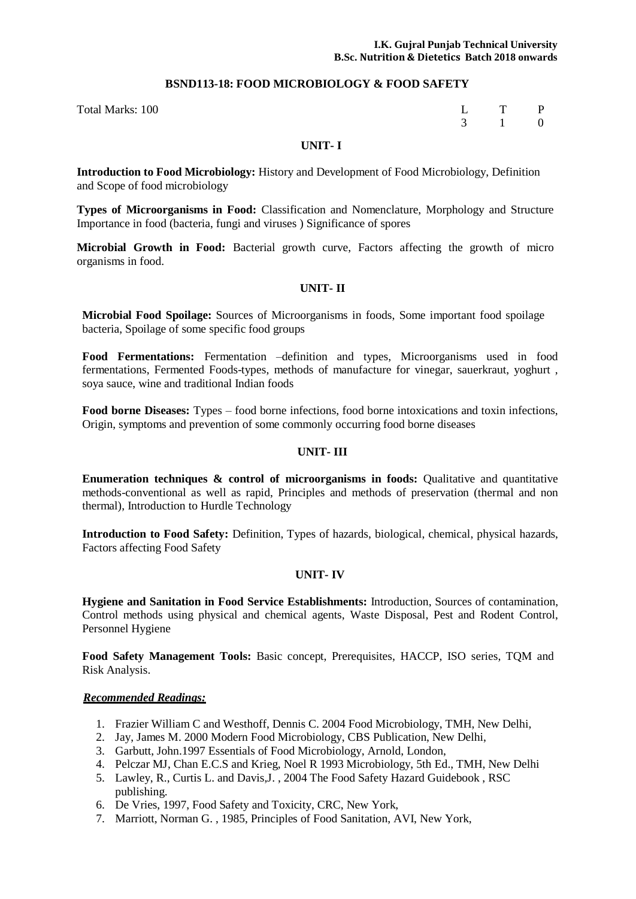## BSND113-18: FOOD MICROBIOLOGY & FOOD SAFETY

Total Marks: 100

| L | T | P |
|---|---|---|
| 3 | 1 | 0 |

### UNIT- I

**Introduction to Food Microbiology:** History and Development of Food Microbiology, Definition and Scope of food microbiology

**Types of Microorganisms in Food:** Classification and Nomenclature, Morphology and Structure Importance in food (bacteria, fungi and viruses ) Significance of spores

**Microbial Growth in Food:** Bacterial growth curve, Factors affecting the growth of micro organisms in food.

### UNIT- II

**Microbial Food Spoilage:** Sources of Microorganisms in foods, Some important food spoilage bacteria, Spoilage of some specific food groups

**Food Fermentations:** Fermentation –definition and types, Microorganisms used in food fermentations, Fermented Foods-types, methods of manufacture for vinegar, sauerkraut, yoghurt , soya sauce, wine and traditional Indian foods

**Food borne Diseases:** Types – food borne infections, food borne intoxications and toxin infections, Origin, symptoms and prevention of some commonly occurring food borne diseases

### UNIT- III

**Enumeration techniques & control of microorganisms in foods:** Qualitative and quantitative methods-conventional as well as rapid, Principles and methods of preservation (thermal and non thermal), Introduction to Hurdle Technology

**Introduction to Food Safety:** Definition, Types of hazards, biological, chemical, physical hazards, Factors affecting Food Safety

### UNIT- IV

**Hygiene and Sanitation in Food Service Establishments:** Introduction, Sources of contamination, Control methods using physical and chemical agents, Waste Disposal, Pest and Rodent Control, Personnel Hygiene

**Food Safety Management Tools:** Basic concept, Prerequisites, HACCP, ISO series, TQM and Risk Analysis.

***Recommended Readings:***

1. Frazier William C and Westhoff, Dennis C. 2004 Food Microbiology, TMH, New Delhi,
2. Jay, James M. 2000 Modern Food Microbiology, CBS Publication, New Delhi,
3. Garbutt, John.1997 Essentials of Food Microbiology, Arnold, London,
4. Pelczar MJ, Chan E.C.S and Krieg, Noel R 1993 Microbiology, 5th Ed., TMH, New Delhi
5. Lawley, R., Curtis L. and Davis,J. , 2004 The Food Safety Hazard Guidebook , RSC publishing.
6. De Vries, 1997, Food Safety and Toxicity, CRC, New York,
7. Marriott, Norman G. , 1985, Principles of Food Sanitation, AVI, New York,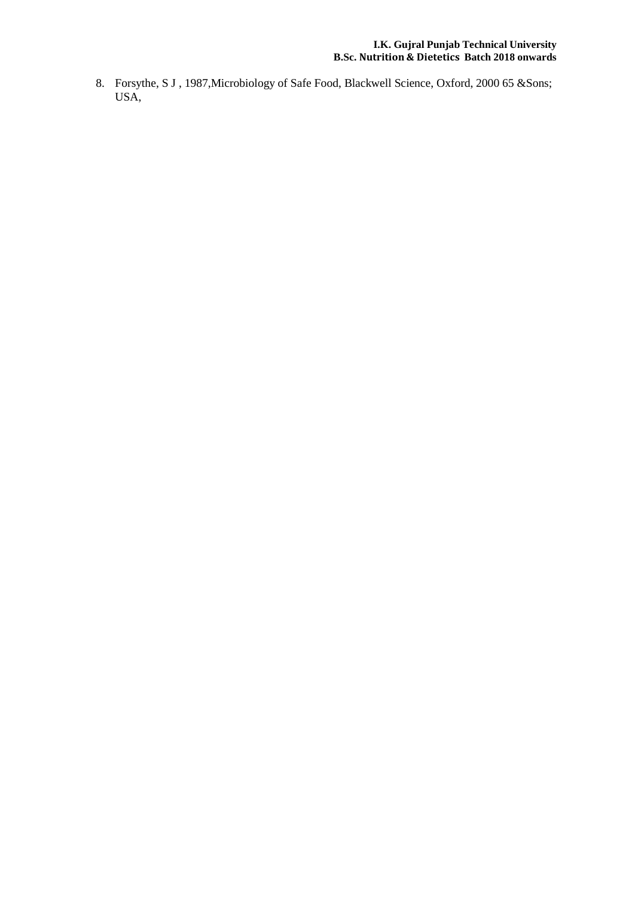8. Forsythe, S J , 1987,Microbiology of Safe Food, Blackwell Science, Oxford, 2000 65 &Sons; USA,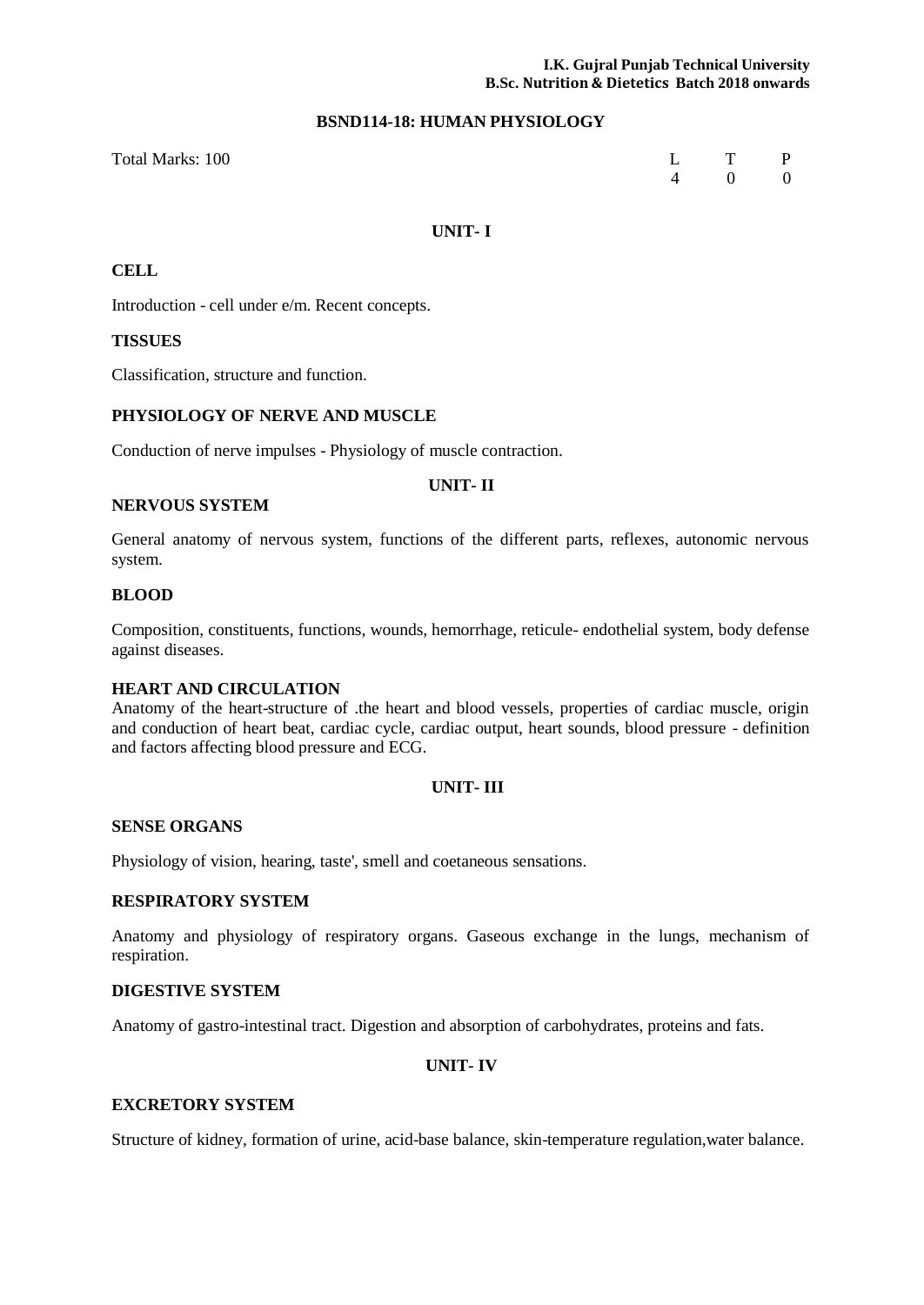## BSND114-18: HUMAN PHYSIOLOGY

Total Marks: 100

| L | T | P |
|---|---|---|
| 4 | 0 | 0 |

### UNIT- I

**CELL**

Introduction - cell under e/m. Recent concepts.

**TISSUES**

Classification, structure and function.

**PHYSIOLOGY OF NERVE AND MUSCLE**

Conduction of nerve impulses - Physiology of muscle contraction.

### UNIT- II

**NERVOUS SYSTEM**

General anatomy of nervous system, functions of the different parts, reflexes, autonomic nervous system.

**BLOOD**

Composition, constituents, functions, wounds, hemorrhage, reticule- endothelial system, body defense against diseases.

**HEART AND CIRCULATION**

Anatomy of the heart-structure of .the heart and blood vessels, properties of cardiac muscle, origin and conduction of heart beat, cardiac cycle, cardiac output, heart sounds, blood pressure - definition and factors affecting blood pressure and ECG.

### UNIT- III

**SENSE ORGANS**

Physiology of vision, hearing, taste', smell and coetaneous sensations.

**RESPIRATORY SYSTEM**

Anatomy and physiology of respiratory organs. Gaseous exchange in the lungs, mechanism of respiration.

**DIGESTIVE SYSTEM**

Anatomy of gastro-intestinal tract. Digestion and absorption of carbohydrates, proteins and fats.

### UNIT- IV

**EXCRETORY SYSTEM**

Structure of kidney, formation of urine, acid-base balance, skin-temperature regulation,water balance.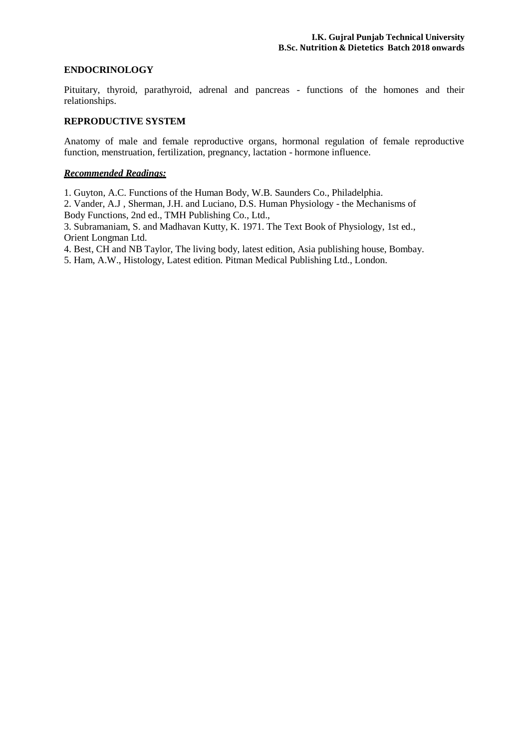## ENDOCRINOLOGY

Pituitary, thyroid, parathyroid, adrenal and pancreas - functions of the homones and their relationships.

## REPRODUCTIVE SYSTEM

Anatomy of male and female reproductive organs, hormonal regulation of female reproductive function, menstruation, fertilization, pregnancy, lactation - hormone influence.

***Recommended Readings:***

1. Guyton, A.C. Functions of the Human Body, W.B. Saunders Co., Philadelphia.
2. Vander, A.J , Sherman, J.H. and Luciano, D.S. Human Physiology - the Mechanisms of Body Functions, 2nd ed., TMH Publishing Co., Ltd.,
3. Subramaniam, S. and Madhavan Kutty, K. 1971. The Text Book of Physiology, 1st ed., Orient Longman Ltd.
4. Best, CH and NB Taylor, The living body, latest edition, Asia publishing house, Bombay.
5. Ham, A.W., Histology, Latest edition. Pitman Medical Publishing Ltd., London.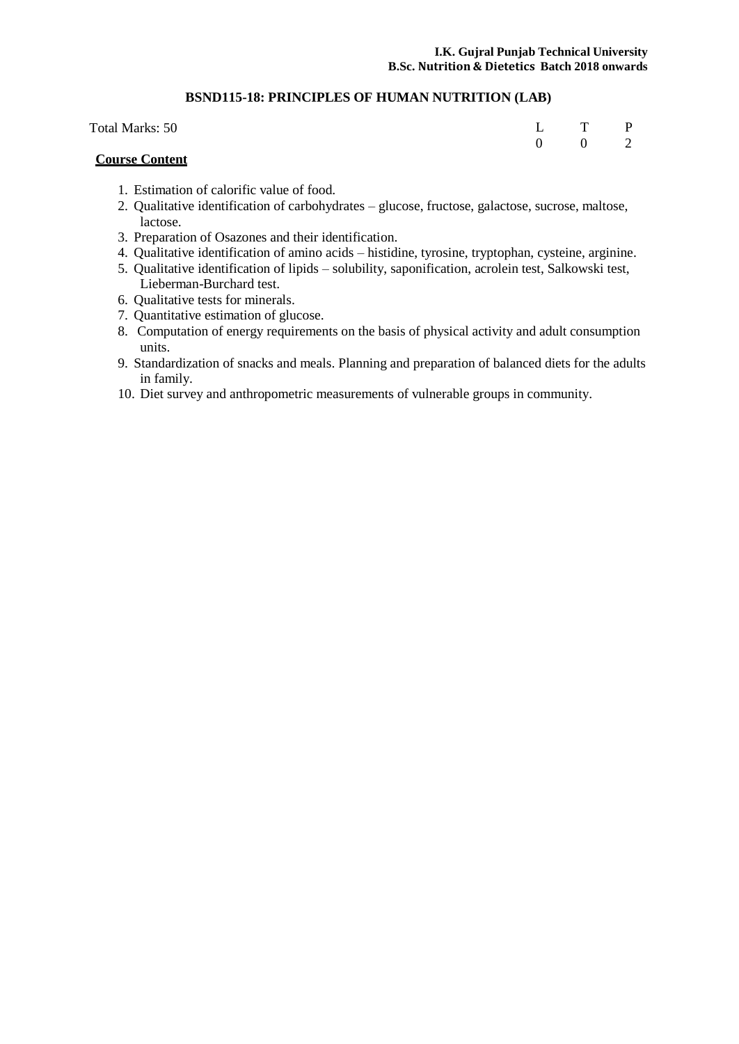## BSND115-18: PRINCIPLES OF HUMAN NUTRITION (LAB)

Total Marks: 50

| L | T | P |
|---|---|---|
| 0 | 0 | 2 |

**Course Content**

1. Estimation of calorific value of food.
2. Qualitative identification of carbohydrates – glucose, fructose, galactose, sucrose, maltose, lactose.
3. Preparation of Osazones and their identification.
4. Qualitative identification of amino acids – histidine, tyrosine, tryptophan, cysteine, arginine.
5. Qualitative identification of lipids – solubility, saponification, acrolein test, Salkowski test, Lieberman-Burchard test.
6. Qualitative tests for minerals.
7. Quantitative estimation of glucose.
8. Computation of energy requirements on the basis of physical activity and adult consumption units.
9. Standardization of snacks and meals. Planning and preparation of balanced diets for the adults in family.
10. Diet survey and anthropometric measurements of vulnerable groups in community.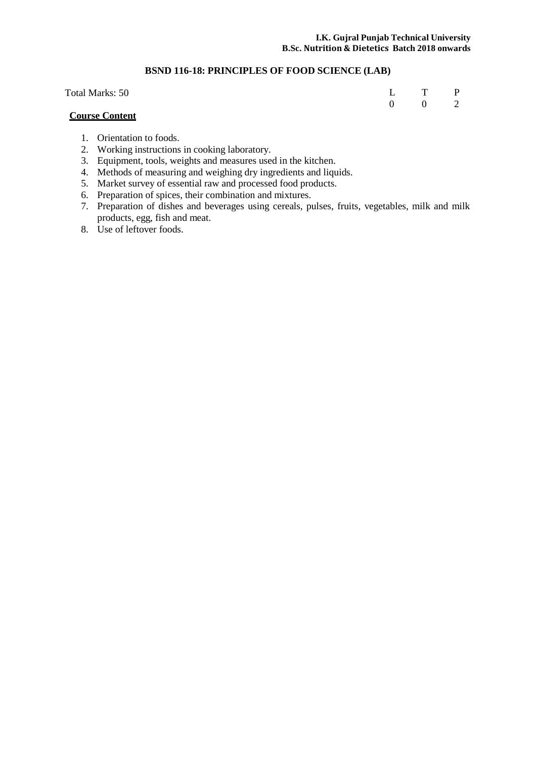## BSND 116-18: PRINCIPLES OF FOOD SCIENCE (LAB)

Total Marks: 50

| L | T | P |
|---|---|---|
| 0 | 0 | 2 |

**Course Content**

1. Orientation to foods.
2. Working instructions in cooking laboratory.
3. Equipment, tools, weights and measures used in the kitchen.
4. Methods of measuring and weighing dry ingredients and liquids.
5. Market survey of essential raw and processed food products.
6. Preparation of spices, their combination and mixtures.
7. Preparation of dishes and beverages using cereals, pulses, fruits, vegetables, milk and milk products, egg, fish and meat.
8. Use of leftover foods.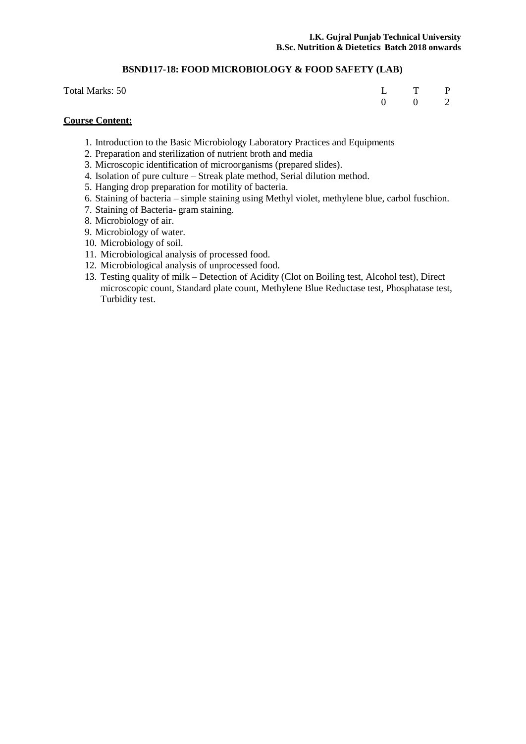## BSND117-18: FOOD MICROBIOLOGY & FOOD SAFETY (LAB)

Total Marks: 50

| L | T | P |
|---|---|---|
| 0 | 0 | 2 |

**Course Content:**

1. Introduction to the Basic Microbiology Laboratory Practices and Equipments
2. Preparation and sterilization of nutrient broth and media
3. Microscopic identification of microorganisms (prepared slides).
4. Isolation of pure culture – Streak plate method, Serial dilution method.
5. Hanging drop preparation for motility of bacteria.
6. Staining of bacteria – simple staining using Methyl violet, methylene blue, carbol fuschion.
7. Staining of Bacteria- gram staining.
8. Microbiology of air.
9. Microbiology of water.
10. Microbiology of soil.
11. Microbiological analysis of processed food.
12. Microbiological analysis of unprocessed food.
13. Testing quality of milk – Detection of Acidity (Clot on Boiling test, Alcohol test), Direct microscopic count, Standard plate count, Methylene Blue Reductase test, Phosphatase test, Turbidity test.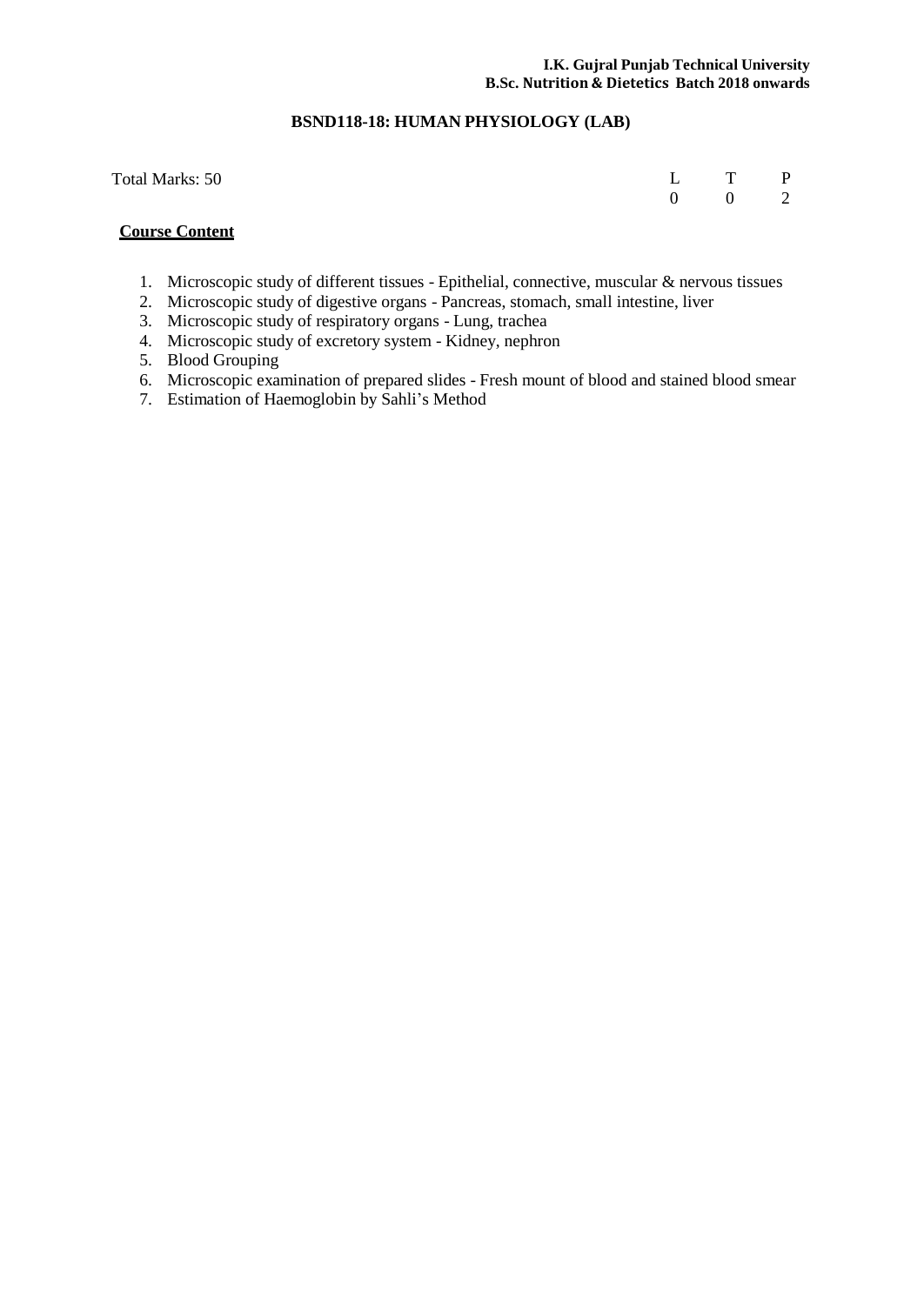## BSND118-18: HUMAN PHYSIOLOGY (LAB)

Total Marks: 50

| L | T | P |
|---|---|---|
| 0 | 0 | 2 |

**Course Content**

1. Microscopic study of different tissues - Epithelial, connective, muscular & nervous tissues
2. Microscopic study of digestive organs - Pancreas, stomach, small intestine, liver
3. Microscopic study of respiratory organs - Lung, trachea
4. Microscopic study of excretory system - Kidney, nephron
5. Blood Grouping
6. Microscopic examination of prepared slides - Fresh mount of blood and stained blood smear
7. Estimation of Haemoglobin by Sahli's Method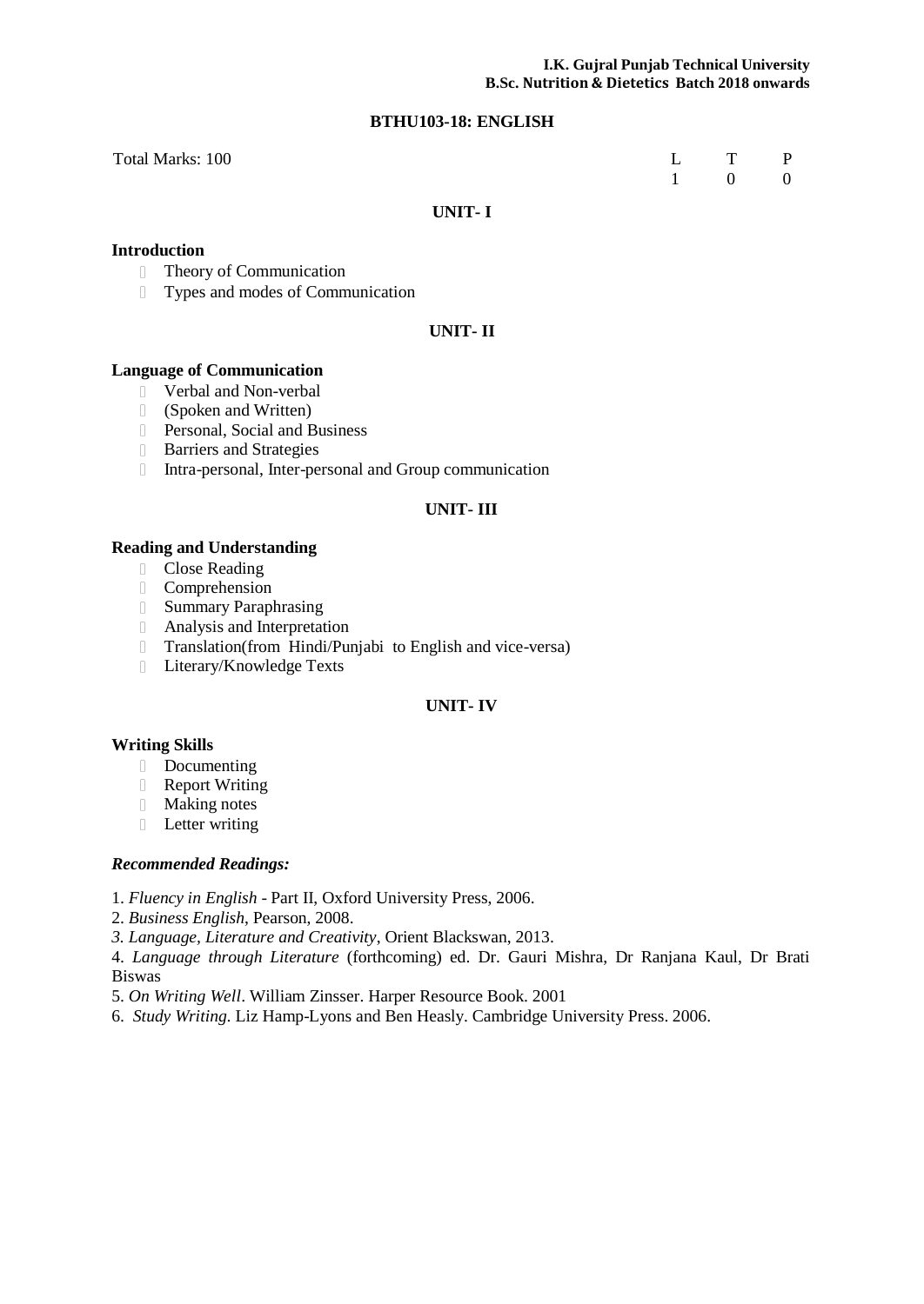## BTHU103-18: ENGLISH

Total Marks: 100

| L | T | P |
|---|---|---|
| 1 | 0 | 0 |

### UNIT- I

**Introduction**

- Theory of Communication
- Types and modes of Communication

### UNIT- II

**Language of Communication**

- Verbal and Non-verbal
- (Spoken and Written)
- Personal, Social and Business
- Barriers and Strategies
- Intra-personal, Inter-personal and Group communication

### UNIT- III

**Reading and Understanding**

- Close Reading
- Comprehension
- Summary Paraphrasing
- Analysis and Interpretation
- Translation(from Hindi/Punjabi to English and vice-versa)
- Literary/Knowledge Texts

### UNIT- IV

**Writing Skills**

- Documenting
- Report Writing
- Making notes
- Letter writing

***Recommended Readings:***

1. *Fluency in English* - Part II, Oxford University Press, 2006.
2. *Business English*, Pearson, 2008.
3. *Language, Literature and Creativity*, Orient Blackswan, 2013.
4. *Language through Literature* (forthcoming) ed. Dr. Gauri Mishra, Dr Ranjana Kaul, Dr Brati Biswas
5. *On Writing Well*. William Zinsser. Harper Resource Book. 2001
6. *Study Writing*. Liz Hamp-Lyons and Ben Heasly. Cambridge University Press. 2006.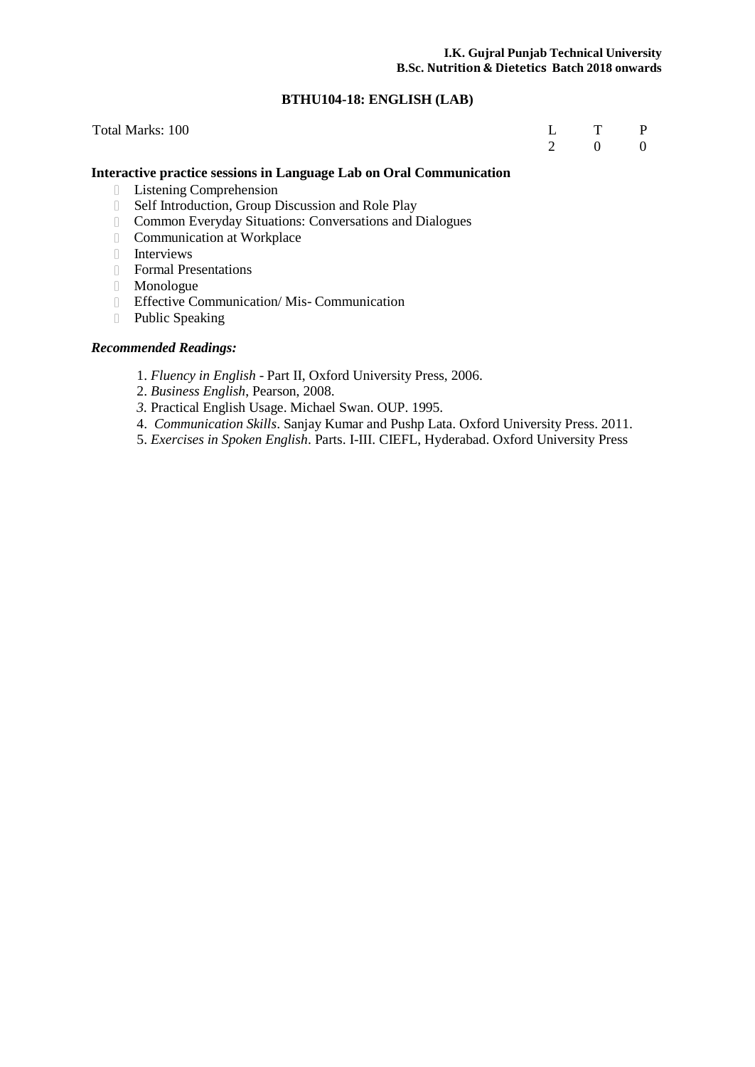## BTHU104-18: ENGLISH (LAB)

Total Marks: 100

| L | T | P |
|---|---|---|
| 2 | 0 | 0 |

**Interactive practice sessions in Language Lab on Oral Communication**

- Listening Comprehension
- Self Introduction, Group Discussion and Role Play
- Common Everyday Situations: Conversations and Dialogues
- Communication at Workplace
- Interviews
- Formal Presentations
- Monologue
- Effective Communication/ Mis- Communication
- Public Speaking

***Recommended Readings:***

1. *Fluency in English* - Part II, Oxford University Press, 2006.
2. *Business English*, Pearson, 2008.
3. Practical English Usage. Michael Swan. OUP. 1995.
4. *Communication Skills*. Sanjay Kumar and Pushp Lata. Oxford University Press. 2011.
5. *Exercises in Spoken English*. Parts. I-III. CIEFL, Hyderabad. Oxford University Press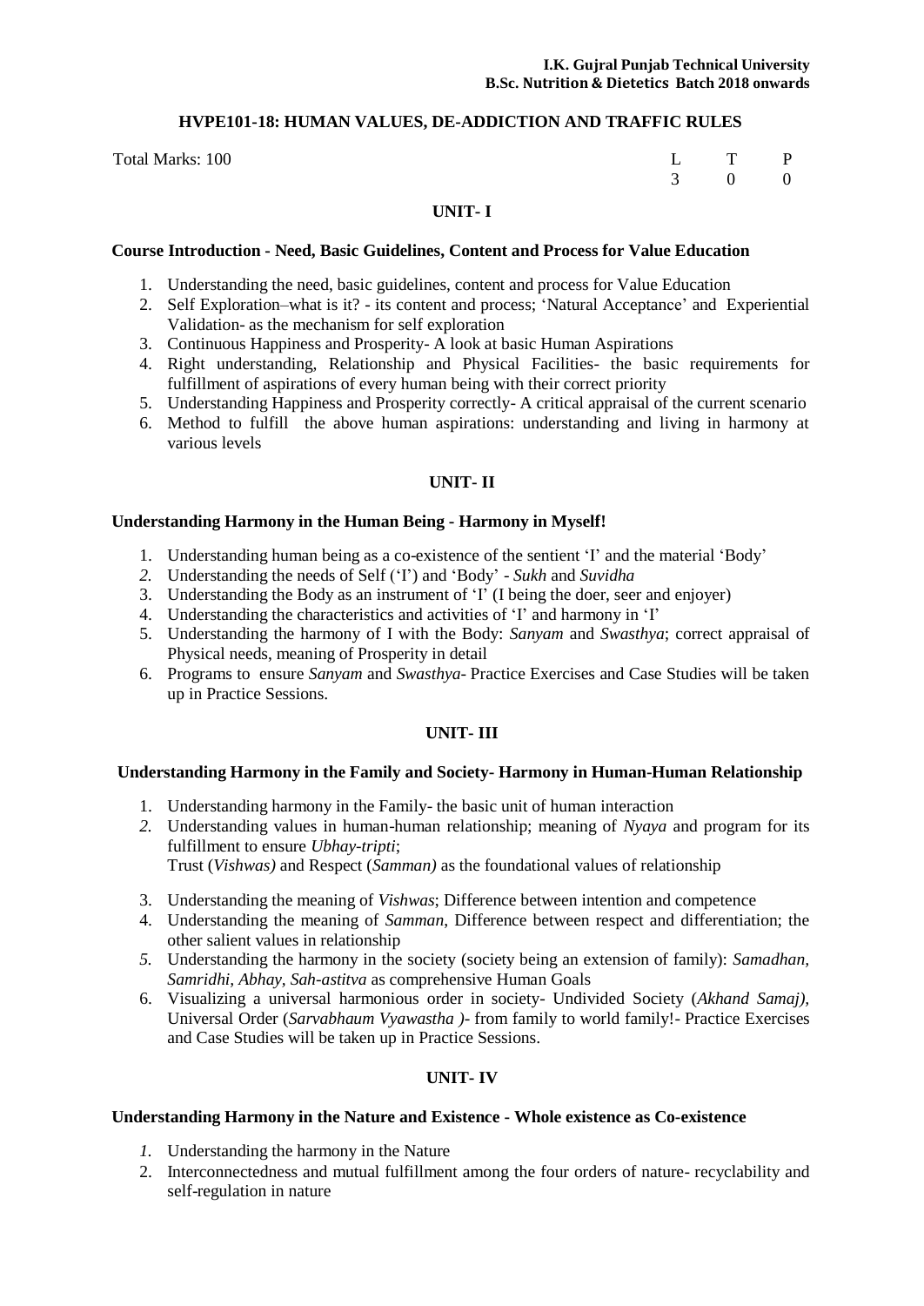## HVPE101-18: HUMAN VALUES, DE-ADDICTION AND TRAFFIC RULES

Total Marks: 100

| L | T | P |
|---|---|---|
| 3 | 0 | 0 |

### UNIT- I

**Course Introduction - Need, Basic Guidelines, Content and Process for Value Education**

1. Understanding the need, basic guidelines, content and process for Value Education
2. Self Exploration–what is it? - its content and process; 'Natural Acceptance' and Experiential Validation- as the mechanism for self exploration
3. Continuous Happiness and Prosperity- A look at basic Human Aspirations
4. Right understanding, Relationship and Physical Facilities- the basic requirements for fulfillment of aspirations of every human being with their correct priority
5. Understanding Happiness and Prosperity correctly- A critical appraisal of the current scenario
6. Method to fulfill the above human aspirations: understanding and living in harmony at various levels

### UNIT- II

**Understanding Harmony in the Human Being - Harmony in Myself!**

1. Understanding human being as a co-existence of the sentient 'I' and the material 'Body'
2. Understanding the needs of Self ('I') and 'Body' - *Sukh* and *Suvidha*
3. Understanding the Body as an instrument of 'I' (I being the doer, seer and enjoyer)
4. Understanding the characteristics and activities of 'I' and harmony in 'I'
5. Understanding the harmony of I with the Body: *Sanyam* and *Swasthya*; correct appraisal of Physical needs, meaning of Prosperity in detail
6. Programs to ensure *Sanyam* and *Swasthya*- Practice Exercises and Case Studies will be taken up in Practice Sessions.

### UNIT- III

**Understanding Harmony in the Family and Society- Harmony in Human-Human Relationship**

1. Understanding harmony in the Family- the basic unit of human interaction
2. Understanding values in human-human relationship; meaning of *Nyaya* and program for its fulfillment to ensure *Ubhay-tripti*;
   Trust (*Vishwas)* and Respect (*Samman)* as the foundational values of relationship
3. Understanding the meaning of *Vishwas*; Difference between intention and competence
4. Understanding the meaning of *Samman*, Difference between respect and differentiation; the other salient values in relationship
5. Understanding the harmony in the society (society being an extension of family): *Samadhan, Samridhi, Abhay, Sah-astitva* as comprehensive Human Goals
6. Visualizing a universal harmonious order in society- Undivided Society (*Akhand Samaj),* Universal Order (*Sarvabhaum Vyawastha )*- from family to world family!- Practice Exercises and Case Studies will be taken up in Practice Sessions.

### UNIT- IV

**Understanding Harmony in the Nature and Existence - Whole existence as Co-existence**

1. Understanding the harmony in the Nature
2. Interconnectedness and mutual fulfillment among the four orders of nature- recyclability and self-regulation in nature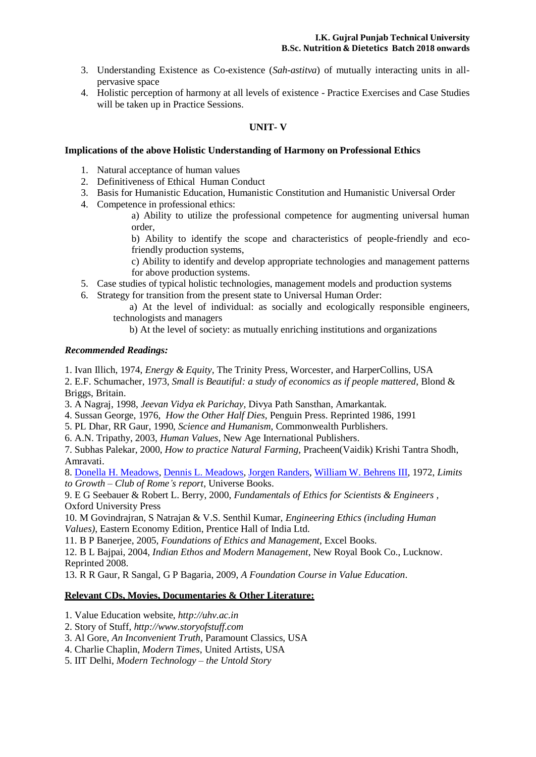3. Understanding Existence as Co-existence (*Sah-astitva*) of mutually interacting units in all-pervasive space
4. Holistic perception of harmony at all levels of existence - Practice Exercises and Case Studies will be taken up in Practice Sessions.

## UNIT- V

**Implications of the above Holistic Understanding of Harmony on Professional Ethics**

1. Natural acceptance of human values
2. Definitiveness of Ethical Human Conduct
3. Basis for Humanistic Education, Humanistic Constitution and Humanistic Universal Order
4. Competence in professional ethics:
   a) Ability to utilize the professional competence for augmenting universal human order,
   b) Ability to identify the scope and characteristics of people-friendly and eco-friendly production systems,
   c) Ability to identify and develop appropriate technologies and management patterns for above production systems.
5. Case studies of typical holistic technologies, management models and production systems
6. Strategy for transition from the present state to Universal Human Order:
   a) At the level of individual: as socially and ecologically responsible engineers, technologists and managers
   b) At the level of society: as mutually enriching institutions and organizations

### *Recommended Readings:*

1. Ivan Illich, 1974, *Energy & Equity*, The Trinity Press, Worcester, and HarperCollins, USA
2. E.F. Schumacher, 1973, *Small is Beautiful: a study of economics as if people mattered*, Blond & Briggs, Britain.
3. A Nagraj, 1998, *Jeevan Vidya ek Parichay*, Divya Path Sansthan, Amarkantak.
4. Sussan George, 1976, *How the Other Half Dies*, Penguin Press. Reprinted 1986, 1991
5. PL Dhar, RR Gaur, 1990, *Science and Humanism*, Commonwealth Purblishers.
6. A.N. Tripathy, 2003, *Human Values*, New Age International Publishers.
7. Subhas Palekar, 2000, *How to practice Natural Farming*, Pracheen(Vaidik) Krishi Tantra Shodh, Amravati.
8. Donella H. Meadows, Dennis L. Meadows, Jorgen Randers, William W. Behrens III, 1972, *Limits to Growth – Club of Rome's report*, Universe Books.
9. E G Seebauer & Robert L. Berry, 2000, *Fundamentals of Ethics for Scientists & Engineers* , Oxford University Press
10. M Govindrajran, S Natrajan & V.S. Senthil Kumar, *Engineering Ethics (including Human Values)*, Eastern Economy Edition, Prentice Hall of India Ltd.
11. B P Banerjee, 2005, *Foundations of Ethics and Management*, Excel Books.
12. B L Bajpai, 2004, *Indian Ethos and Modern Management*, New Royal Book Co., Lucknow. Reprinted 2008.
13. R R Gaur, R Sangal, G P Bagaria, 2009, *A Foundation Course in Value Education*.

### Relevant CDs, Movies, Documentaries & Other Literature:

1. Value Education website, *http://uhv.ac.in*
2. Story of Stuff, *http://www.storyofstuff.com*
3. Al Gore, *An Inconvenient Truth*, Paramount Classics, USA
4. Charlie Chaplin, *Modern Times*, United Artists, USA
5. IIT Delhi, *Modern Technology – the Untold Story*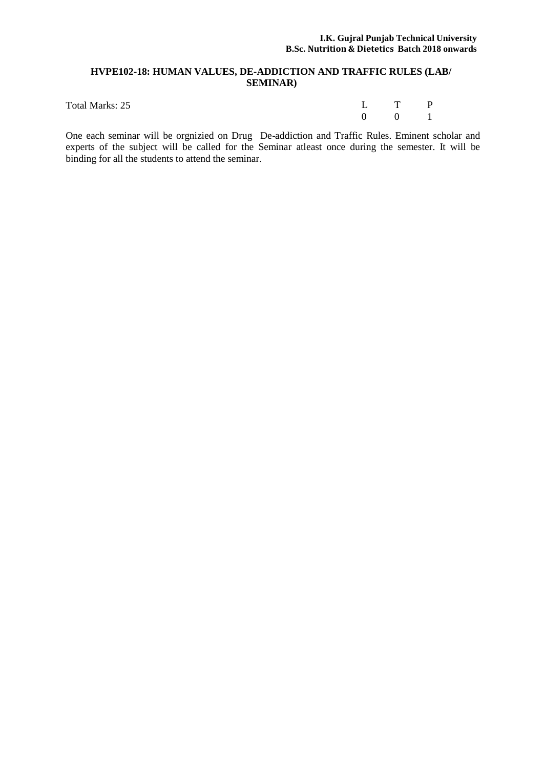## HVPE102-18: HUMAN VALUES, DE-ADDICTION AND TRAFFIC RULES (LAB/ SEMINAR)

Total Marks: 25

| L | T | P |
|---|---|---|
| 0 | 0 | 1 |

One each seminar will be orgnizied on Drug De-addiction and Traffic Rules. Eminent scholar and experts of the subject will be called for the Seminar atleast once during the semester. It will be binding for all the students to attend the seminar.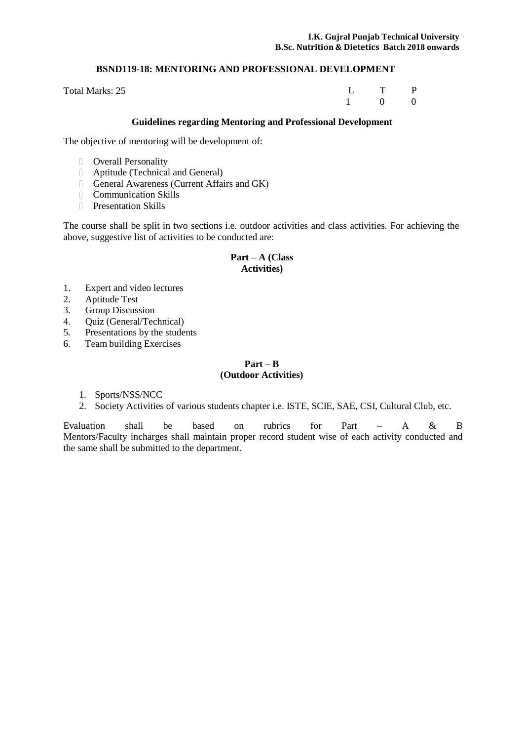## BSND119-18: MENTORING AND PROFESSIONAL DEVELOPMENT

Total Marks: 25

| L | T | P |
|---|---|---|
| 1 | 0 | 0 |

### Guidelines regarding Mentoring and Professional Development

The objective of mentoring will be development of:

- Overall Personality
- Aptitude (Technical and General)
- General Awareness (Current Affairs and GK)
- Communication Skills
- Presentation Skills

The course shall be split in two sections i.e. outdoor activities and class activities. For achieving the above, suggestive list of activities to be conducted are:

### Part – A (Class Activities)

1. Expert and video lectures
2. Aptitude Test
3. Group Discussion
4. Quiz (General/Technical)
5. Presentations by the students
6. Team building Exercises

### Part – B (Outdoor Activities)

1. Sports/NSS/NCC
2. Society Activities of various students chapter i.e. ISTE, SCIE, SAE, CSI, Cultural Club, etc.

Evaluation shall be based on rubrics for Part – A & B
Mentors/Faculty incharges shall maintain proper record student wise of each activity conducted and the same shall be submitted to the department.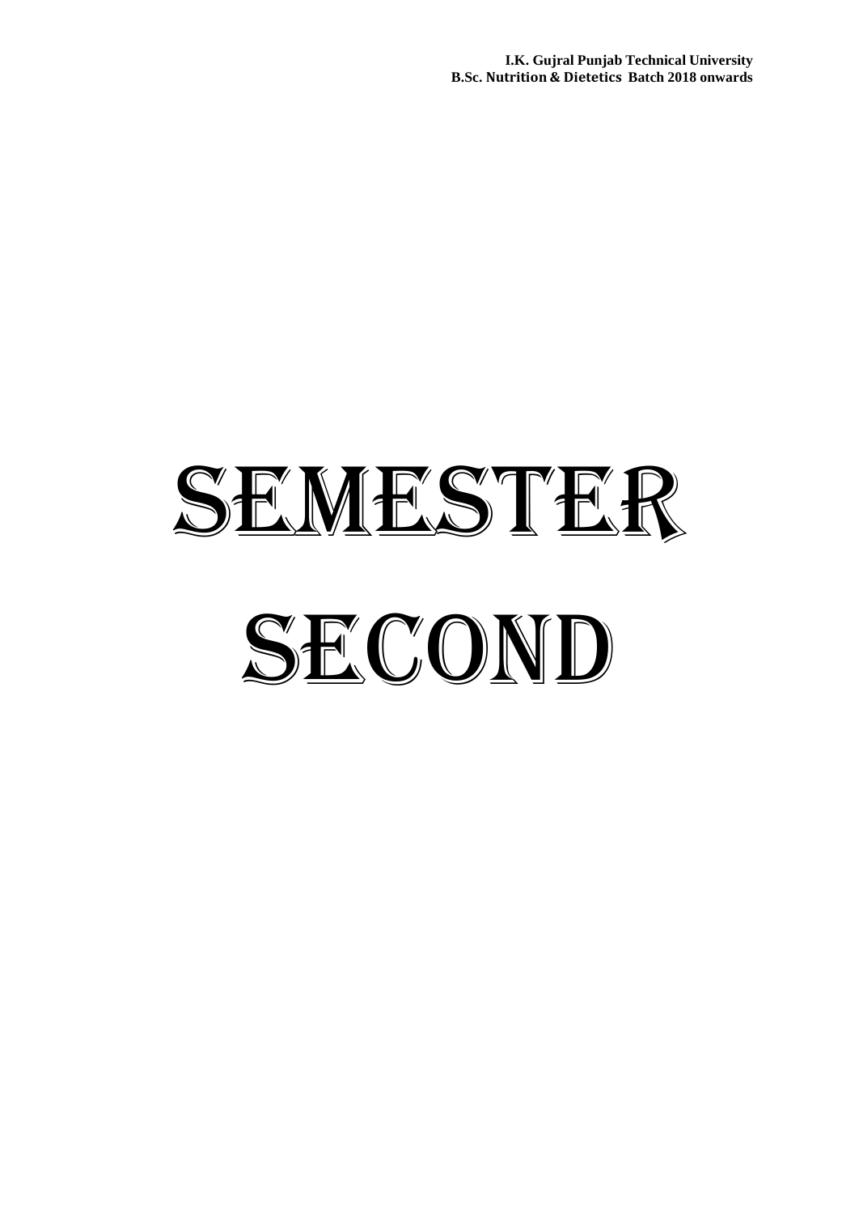# SEMESTER SECOND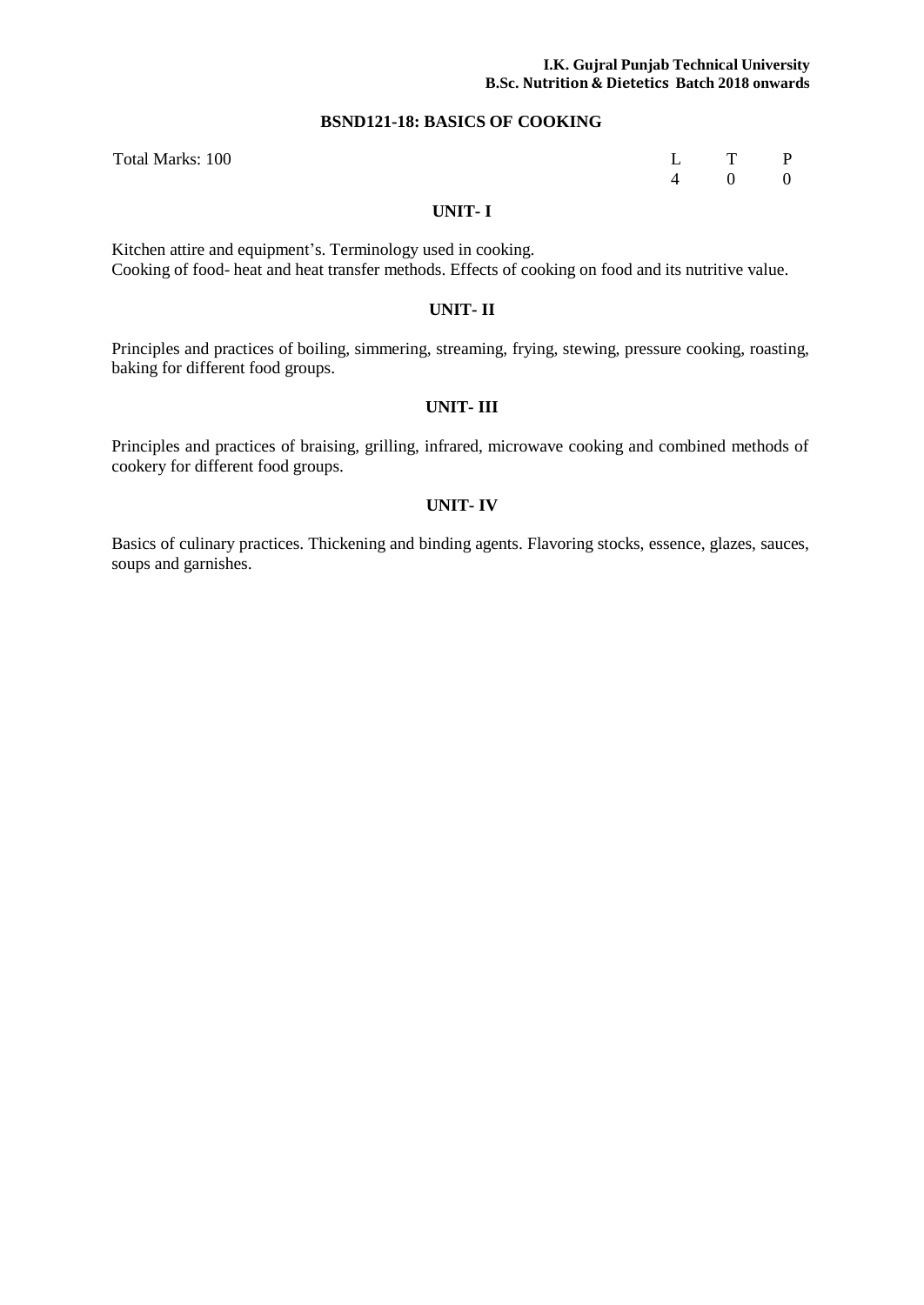## BSND121-18: BASICS OF COOKING

| Total Marks: 100 | L | T | P |
|---|---|---|---|
| | 4 | 0 | 0 |

### UNIT- I

Kitchen attire and equipment's. Terminology used in cooking.
Cooking of food- heat and heat transfer methods. Effects of cooking on food and its nutritive value.

### UNIT- II

Principles and practices of boiling, simmering, streaming, frying, stewing, pressure cooking, roasting, baking for different food groups.

### UNIT- III

Principles and practices of braising, grilling, infrared, microwave cooking and combined methods of cookery for different food groups.

### UNIT- IV

Basics of culinary practices. Thickening and binding agents. Flavoring stocks, essence, glazes, sauces, soups and garnishes.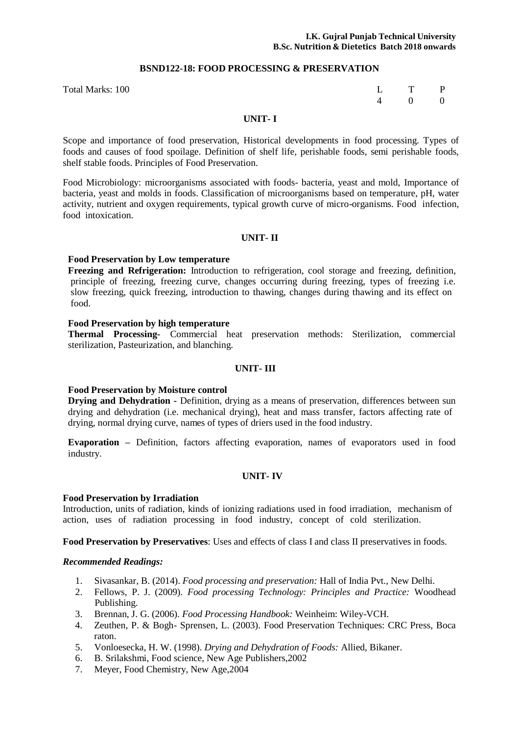## BSND122-18: FOOD PROCESSING & PRESERVATION

Total Marks: 100

| L | T | P |
|---|---|---|
| 4 | 0 | 0 |

### UNIT- I

Scope and importance of food preservation, Historical developments in food processing. Types of foods and causes of food spoilage. Definition of shelf life, perishable foods, semi perishable foods, shelf stable foods. Principles of Food Preservation.

Food Microbiology: microorganisms associated with foods- bacteria, yeast and mold, Importance of bacteria, yeast and molds in foods. Classification of microorganisms based on temperature, pH, water activity, nutrient and oxygen requirements, typical growth curve of micro-organisms. Food infection, food intoxication.

### UNIT- II

**Food Preservation by Low temperature**

**Freezing and Refrigeration:** Introduction to refrigeration, cool storage and freezing, definition, principle of freezing, freezing curve, changes occurring during freezing, types of freezing i.e. slow freezing, quick freezing, introduction to thawing, changes during thawing and its effect on food.

**Food Preservation by high temperature**

**Thermal Processing-** Commercial heat preservation methods: Sterilization, commercial sterilization, Pasteurization, and blanching.

### UNIT- III

**Food Preservation by Moisture control**

**Drying and Dehydration -** Definition, drying as a means of preservation, differences between sun drying and dehydration (i.e. mechanical drying), heat and mass transfer, factors affecting rate of drying, normal drying curve, names of types of driers used in the food industry.

**Evaporation –** Definition, factors affecting evaporation, names of evaporators used in food industry.

### UNIT- IV

**Food Preservation by Irradiation**

Introduction, units of radiation, kinds of ionizing radiations used in food irradiation, mechanism of action, uses of radiation processing in food industry, concept of cold sterilization.

**Food Preservation by Preservatives**: Uses and effects of class I and class II preservatives in foods.

***Recommended Readings:***

1. Sivasankar, B. (2014). *Food processing and preservation:* Hall of India Pvt., New Delhi.
2. Fellows, P. J. (2009). *Food processing Technology: Principles and Practice:* Woodhead Publishing.
3. Brennan, J. G. (2006). *Food Processing Handbook:* Weinheim: Wiley-VCH.
4. Zeuthen, P. & Bogh- Sprensen, L. (2003). Food Preservation Techniques: CRC Press, Boca raton.
5. Vonloesecka, H. W. (1998). *Drying and Dehydration of Foods:* Allied, Bikaner.
6. B. Srilakshmi, Food science, New Age Publishers,2002
7. Meyer, Food Chemistry, New Age,2004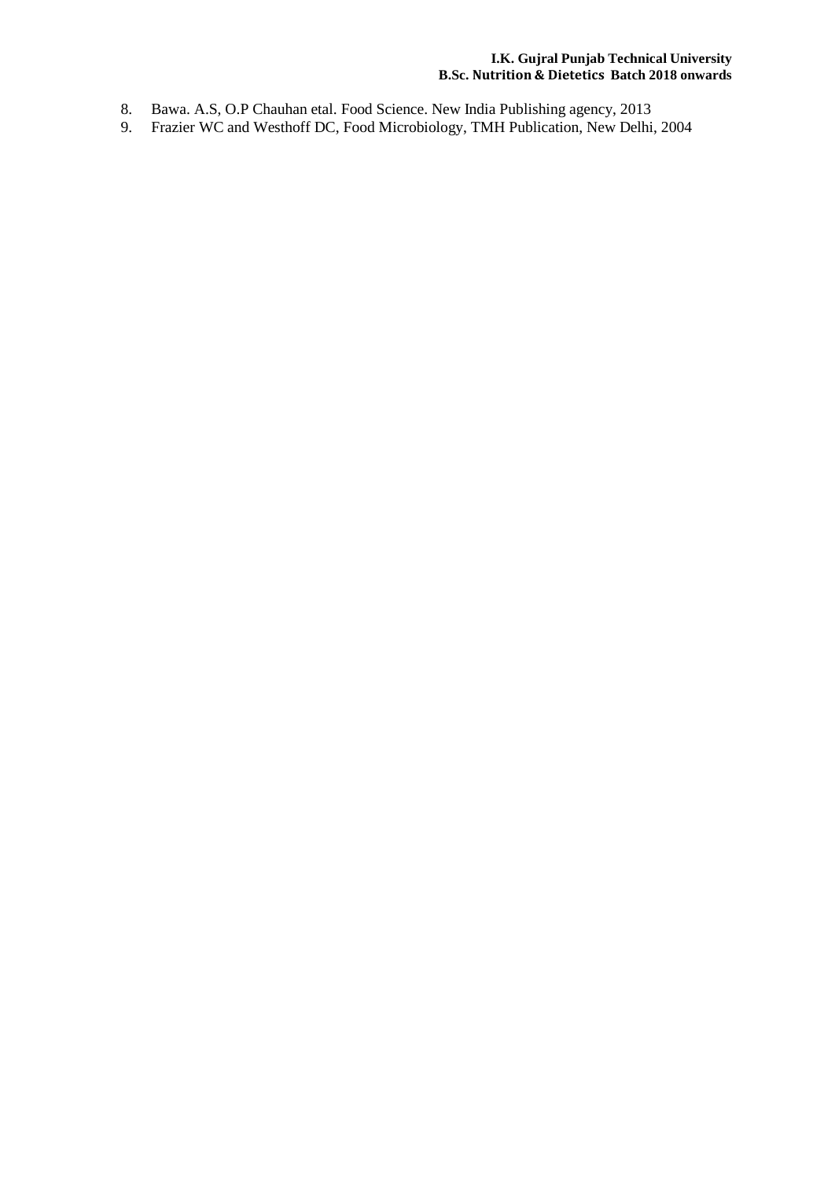8. Bawa. A.S, O.P Chauhan etal. Food Science. New India Publishing agency, 2013
9. Frazier WC and Westhoff DC, Food Microbiology, TMH Publication, New Delhi, 2004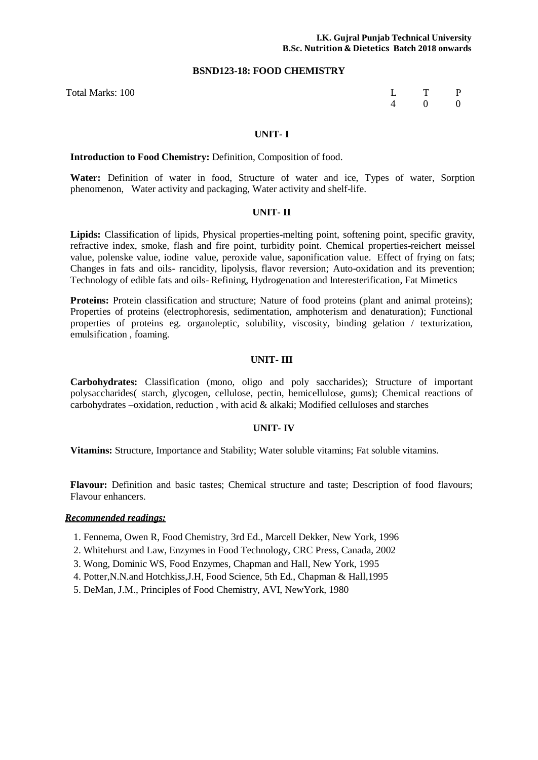**I.K. Gujral Punjab Technical University**
**B.Sc. Nutrition & Dietetics Batch 2018 onwards**

## BSND123-18: FOOD CHEMISTRY

Total Marks: 100

| L | T | P |
|---|---|---|
| 4 | 0 | 0 |

### UNIT- I

**Introduction to Food Chemistry:** Definition, Composition of food.

**Water:** Definition of water in food, Structure of water and ice, Types of water, Sorption phenomenon, Water activity and packaging, Water activity and shelf-life.

### UNIT- II

**Lipids:** Classification of lipids, Physical properties-melting point, softening point, specific gravity, refractive index, smoke, flash and fire point, turbidity point. Chemical properties-reichert meissel value, polenske value, iodine value, peroxide value, saponification value. Effect of frying on fats; Changes in fats and oils- rancidity, lipolysis, flavor reversion; Auto-oxidation and its prevention; Technology of edible fats and oils- Refining, Hydrogenation and Interesterification, Fat Mimetics

**Proteins:** Protein classification and structure; Nature of food proteins (plant and animal proteins); Properties of proteins (electrophoresis, sedimentation, amphoterism and denaturation); Functional properties of proteins eg. organoleptic, solubility, viscosity, binding gelation / texturization, emulsification , foaming.

### UNIT- III

**Carbohydrates:** Classification (mono, oligo and poly saccharides); Structure of important polysaccharides( starch, glycogen, cellulose, pectin, hemicellulose, gums); Chemical reactions of carbohydrates –oxidation, reduction , with acid & alkaki; Modified celluloses and starches

### UNIT- IV

**Vitamins:** Structure, Importance and Stability; Water soluble vitamins; Fat soluble vitamins.

**Flavour:** Definition and basic tastes; Chemical structure and taste; Description of food flavours; Flavour enhancers.

***Recommended readings:***

1. Fennema, Owen R, Food Chemistry, 3rd Ed., Marcell Dekker, New York, 1996
2. Whitehurst and Law, Enzymes in Food Technology, CRC Press, Canada, 2002
3. Wong, Dominic WS, Food Enzymes, Chapman and Hall, New York, 1995
4. Potter,N.N.and Hotchkiss,J.H, Food Science, 5th Ed., Chapman & Hall,1995
5. DeMan, J.M., Principles of Food Chemistry, AVI, NewYork, 1980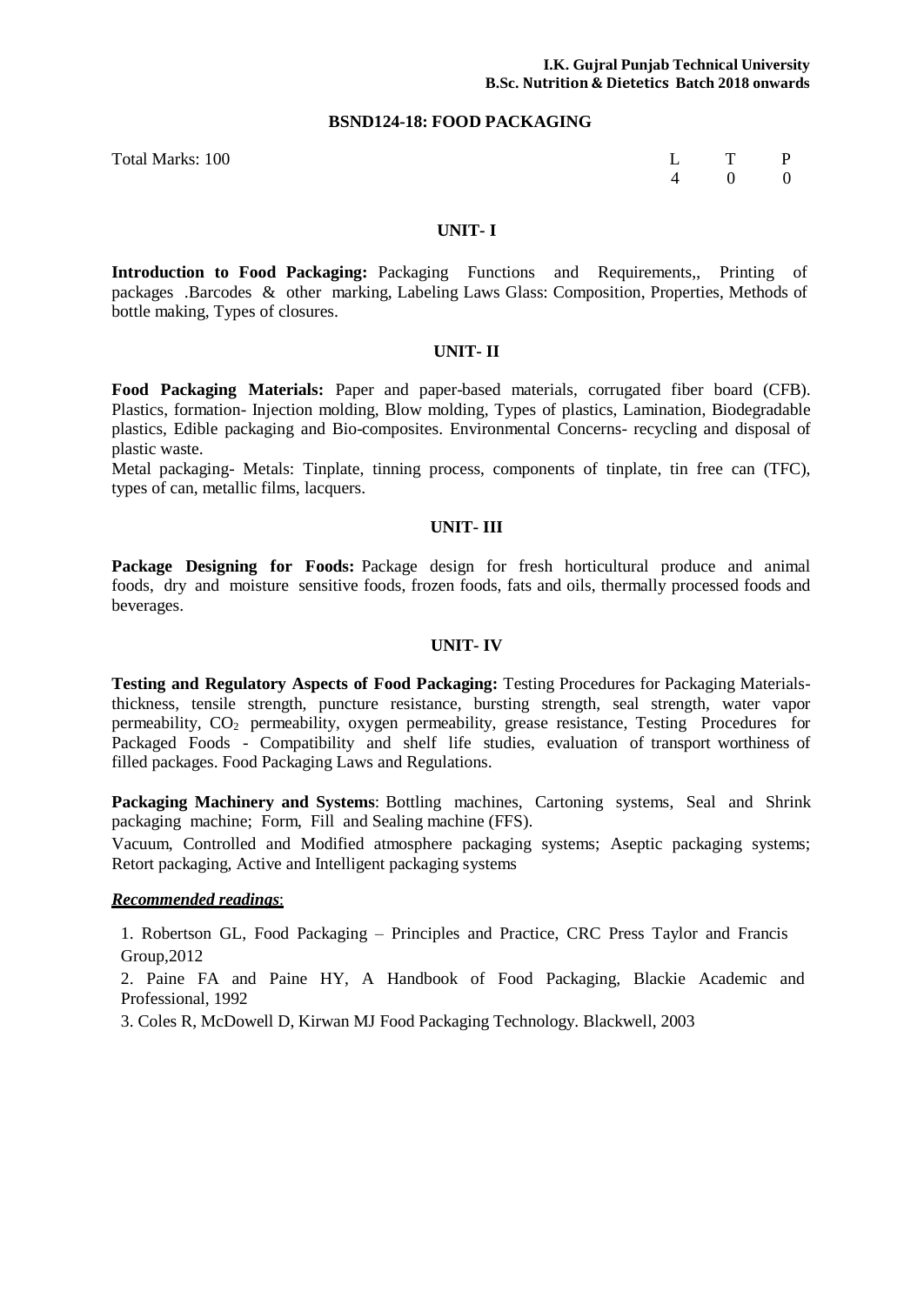## BSND124-18: FOOD PACKAGING

Total Marks: 100

| L | T | P |
|---|---|---|
| 4 | 0 | 0 |

### UNIT- I

**Introduction to Food Packaging:** Packaging Functions and Requirements,, Printing of packages .Barcodes & other marking, Labeling Laws Glass: Composition, Properties, Methods of bottle making, Types of closures.

### UNIT- II

**Food Packaging Materials:** Paper and paper-based materials, corrugated fiber board (CFB). Plastics, formation- Injection molding, Blow molding, Types of plastics, Lamination, Biodegradable plastics, Edible packaging and Bio-composites. Environmental Concerns- recycling and disposal of plastic waste.

Metal packaging- Metals: Tinplate, tinning process, components of tinplate, tin free can (TFC), types of can, metallic films, lacquers.

### UNIT- III

**Package Designing for Foods:** Package design for fresh horticultural produce and animal foods, dry and moisture sensitive foods, frozen foods, fats and oils, thermally processed foods and beverages.

### UNIT- IV

**Testing and Regulatory Aspects of Food Packaging:** Testing Procedures for Packaging Materials- thickness, tensile strength, puncture resistance, bursting strength, seal strength, water vapor permeability, $CO_2$ permeability, oxygen permeability, grease resistance, Testing Procedures for Packaged Foods - Compatibility and shelf life studies, evaluation of transport worthiness of filled packages. Food Packaging Laws and Regulations.

**Packaging Machinery and Systems**: Bottling machines, Cartoning systems, Seal and Shrink packaging machine; Form, Fill and Sealing machine (FFS).

Vacuum, Controlled and Modified atmosphere packaging systems; Aseptic packaging systems; Retort packaging, Active and Intelligent packaging systems

***Recommended readings***:

1. Robertson GL, Food Packaging – Principles and Practice, CRC Press Taylor and Francis Group,2012
2. Paine FA and Paine HY, A Handbook of Food Packaging, Blackie Academic and Professional, 1992
3. Coles R, McDowell D, Kirwan MJ Food Packaging Technology. Blackwell, 2003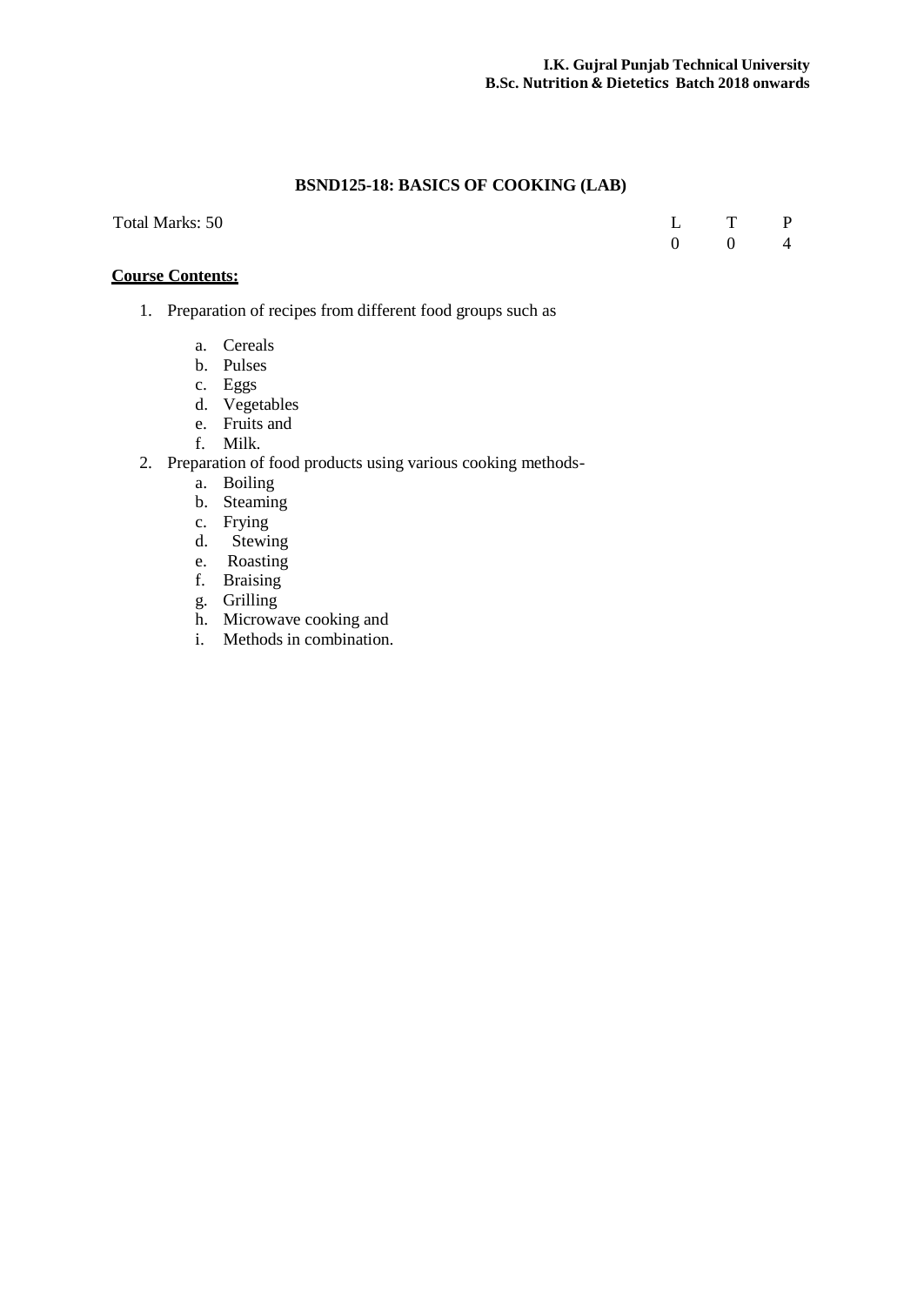## BSND125-18: BASICS OF COOKING (LAB)

| Total Marks: 50 | L | T | P |
|---|---|---|---|
| | 0 | 0 | 4 |

**Course Contents:**

1. Preparation of recipes from different food groups such as
   a. Cereals
   b. Pulses
   c. Eggs
   d. Vegetables
   e. Fruits and
   f. Milk.
2. Preparation of food products using various cooking methods-
   a. Boiling
   b. Steaming
   c. Frying
   d. Stewing
   e. Roasting
   f. Braising
   g. Grilling
   h. Microwave cooking and
   i. Methods in combination.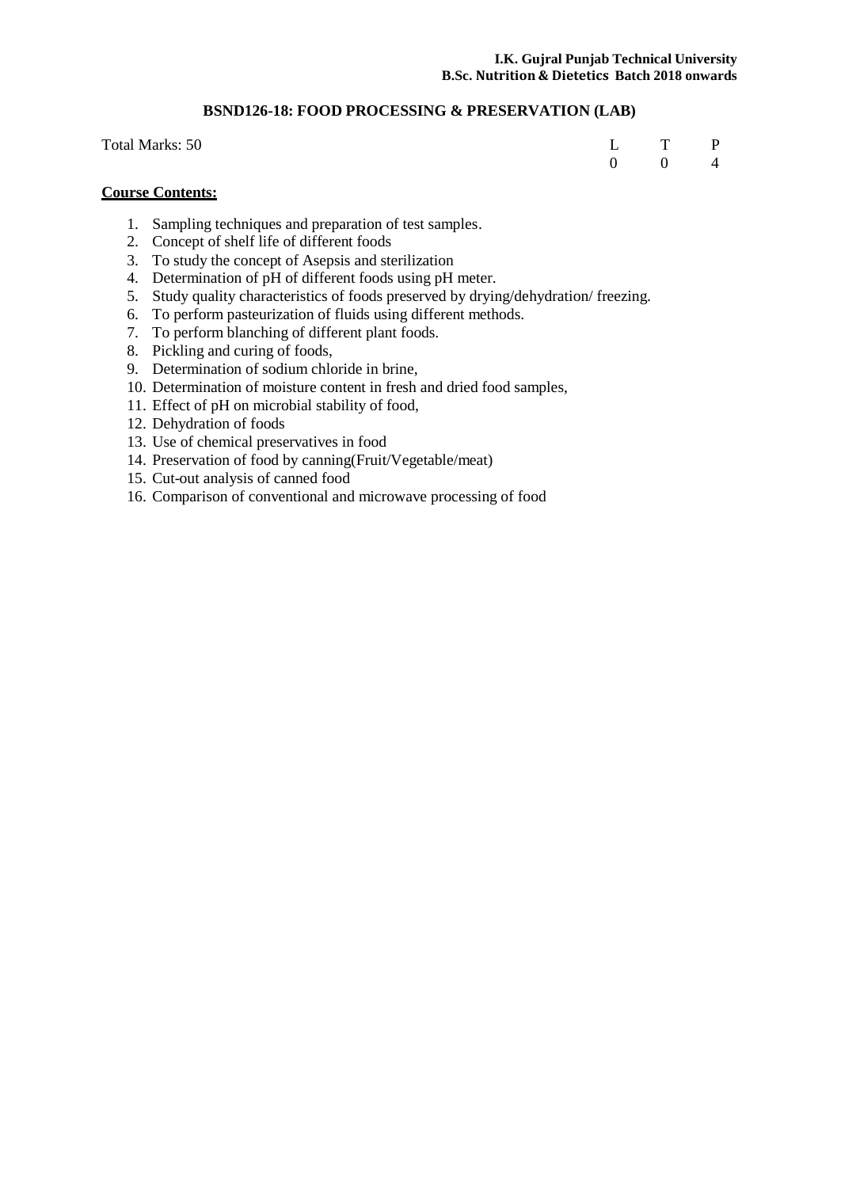## BSND126-18: FOOD PROCESSING & PRESERVATION (LAB)

Total Marks: 50

| L | T | P |
|---|---|---|
| 0 | 0 | 4 |

**Course Contents:**

1. Sampling techniques and preparation of test samples.
2. Concept of shelf life of different foods
3. To study the concept of Asepsis and sterilization
4. Determination of pH of different foods using pH meter.
5. Study quality characteristics of foods preserved by drying/dehydration/ freezing.
6. To perform pasteurization of fluids using different methods.
7. To perform blanching of different plant foods.
8. Pickling and curing of foods,
9. Determination of sodium chloride in brine,
10. Determination of moisture content in fresh and dried food samples,
11. Effect of pH on microbial stability of food,
12. Dehydration of foods
13. Use of chemical preservatives in food
14. Preservation of food by canning(Fruit/Vegetable/meat)
15. Cut-out analysis of canned food
16. Comparison of conventional and microwave processing of food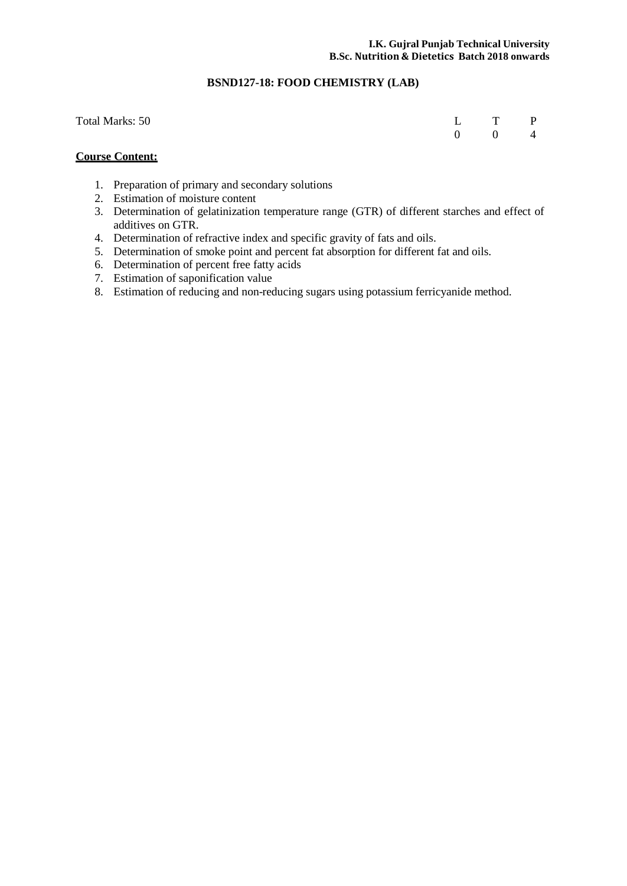## BSND127-18: FOOD CHEMISTRY (LAB)

Total Marks: 50

| L | T | P |
|---|---|---|
| 0 | 0 | 4 |

**Course Content:**

1. Preparation of primary and secondary solutions
2. Estimation of moisture content
3. Determination of gelatinization temperature range (GTR) of different starches and effect of additives on GTR.
4. Determination of refractive index and specific gravity of fats and oils.
5. Determination of smoke point and percent fat absorption for different fat and oils.
6. Determination of percent free fatty acids
7. Estimation of saponification value
8. Estimation of reducing and non-reducing sugars using potassium ferricyanide method.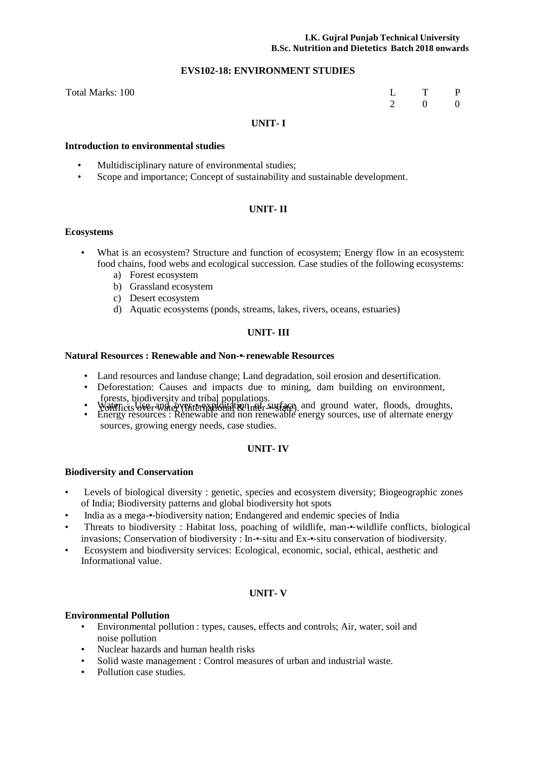**I.K. Gujral Punjab Technical University**
**B.Sc. Nutrition and Dietetics Batch 2018 onwards**

## EVS102-18: ENVIRONMENT STUDIES

Total Marks: 100

| L | T | P |
|---|---|---|
| 2 | 0 | 0 |

### UNIT- I

**Introduction to environmental studies**

- Multidisciplinary nature of environmental studies;
- Scope and importance; Concept of sustainability and sustainable development.

### UNIT- II

**Ecosystems**

- What is an ecosystem? Structure and function of ecosystem; Energy flow in an ecosystem: food chains, food webs and ecological succession. Case studies of the following ecosystems:
  - a) Forest ecosystem
  - b) Grassland ecosystem
  - c) Desert ecosystem
  - d) Aquatic ecosystems (ponds, streams, lakes, rivers, oceans, estuaries)

### UNIT- III

**Natural Resources : Renewable and Non-•-renewable Resources**

- Land resources and landuse change; Land degradation, soil erosion and desertification.
- Deforestation: Causes and impacts due to mining, dam building on environment, forests, biodiversity and tribal populations.
- Water : Use and over-•-exploitation of surface and ground water, floods, droughts, conflicts over water (international & inter-•-state).
- Energy resources : Renewable and non renewable energy sources, use of alternate energy sources, growing energy needs, case studies.

### UNIT- IV

**Biodiversity and Conservation**

- Levels of biological diversity : genetic, species and ecosystem diversity; Biogeographic zones of India; Biodiversity patterns and global biodiversity hot spots
- India as a mega-•-biodiversity nation; Endangered and endemic species of India
- Threats to biodiversity : Habitat loss, poaching of wildlife, man-•-wildlife conflicts, biological invasions; Conservation of biodiversity : In-•-situ and Ex-•-situ conservation of biodiversity.
- Ecosystem and biodiversity services: Ecological, economic, social, ethical, aesthetic and Informational value.

### UNIT- V

**Environmental Pollution**

- Environmental pollution : types, causes, effects and controls; Air, water, soil and noise pollution
- Nuclear hazards and human health risks
- Solid waste management : Control measures of urban and industrial waste.
- Pollution case studies.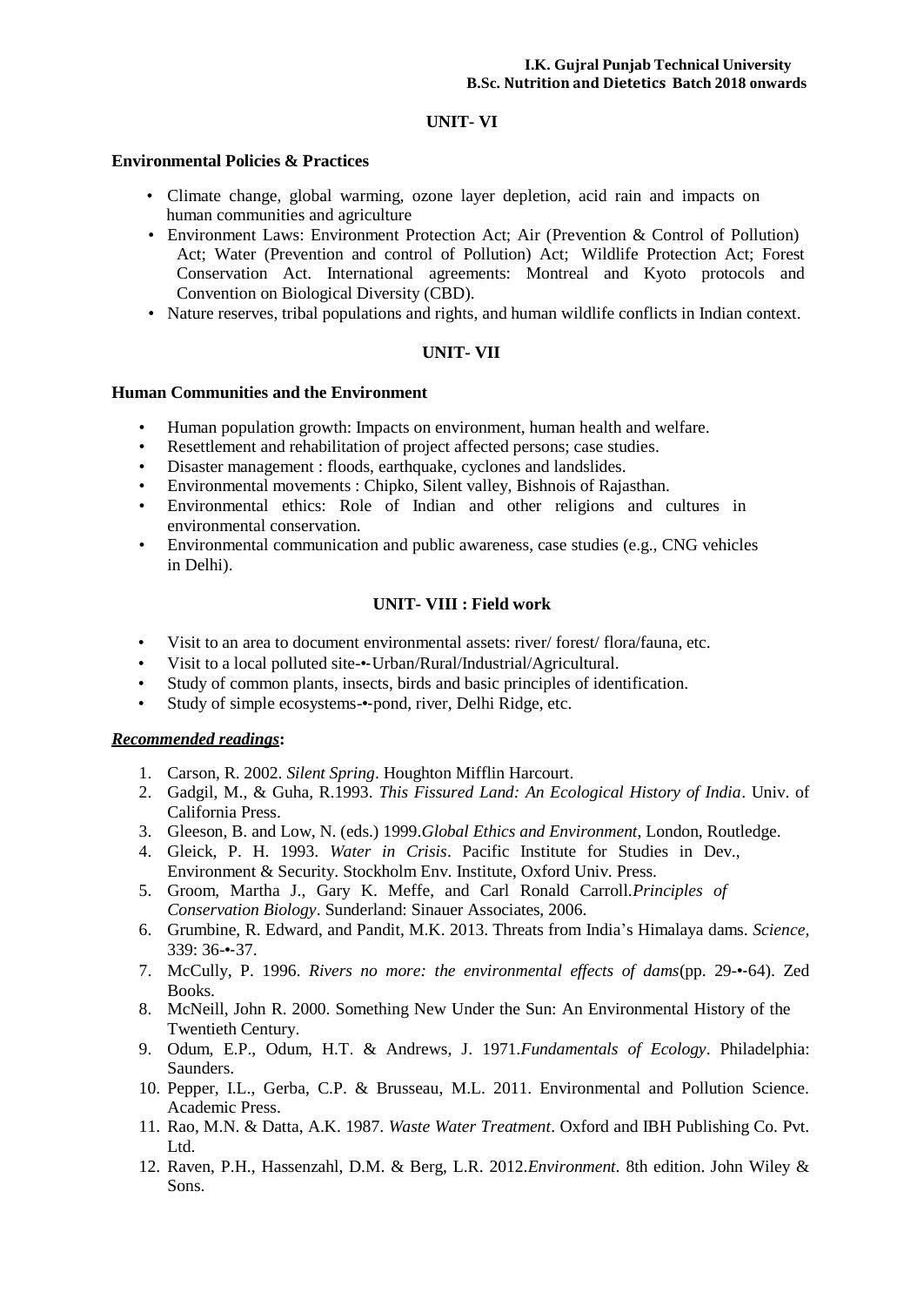## UNIT- VI

### Environmental Policies & Practices

- Climate change, global warming, ozone layer depletion, acid rain and impacts on human communities and agriculture
- Environment Laws: Environment Protection Act; Air (Prevention & Control of Pollution) Act; Water (Prevention and control of Pollution) Act; Wildlife Protection Act; Forest Conservation Act. International agreements: Montreal and Kyoto protocols and Convention on Biological Diversity (CBD).
- Nature reserves, tribal populations and rights, and human wildlife conflicts in Indian context.

## UNIT- VII

### Human Communities and the Environment

- Human population growth: Impacts on environment, human health and welfare.
- Resettlement and rehabilitation of project affected persons; case studies.
- Disaster management : floods, earthquake, cyclones and landslides.
- Environmental movements : Chipko, Silent valley, Bishnois of Rajasthan.
- Environmental ethics: Role of Indian and other religions and cultures in environmental conservation.
- Environmental communication and public awareness, case studies (e.g., CNG vehicles in Delhi).

## UNIT- VIII : Field work

- Visit to an area to document environmental assets: river/ forest/ flora/fauna, etc.
- Visit to a local polluted site-•-Urban/Rural/Industrial/Agricultural.
- Study of common plants, insects, birds and basic principles of identification.
- Study of simple ecosystems-•-pond, river, Delhi Ridge, etc.

***Recommended readings*:**

1. Carson, R. 2002. *Silent Spring*. Houghton Mifflin Harcourt.
2. Gadgil, M., & Guha, R.1993. *This Fissured Land: An Ecological History of India*. Univ. of California Press.
3. Gleeson, B. and Low, N. (eds.) 1999.*Global Ethics and Environment*, London, Routledge.
4. Gleick, P. H. 1993. *Water in Crisis*. Pacific Institute for Studies in Dev., Environment & Security. Stockholm Env. Institute, Oxford Univ. Press.
5. Groom, Martha J., Gary K. Meffe, and Carl Ronald Carroll.*Principles of Conservation Biology*. Sunderland: Sinauer Associates, 2006.
6. Grumbine, R. Edward, and Pandit, M.K. 2013. Threats from India's Himalaya dams. *Science*, 339: 36-•-37.
7. McCully, P. 1996. *Rivers no more: the environmental effects of dams*(pp. 29-•-64). Zed Books.
8. McNeill, John R. 2000. Something New Under the Sun: An Environmental History of the Twentieth Century.
9. Odum, E.P., Odum, H.T. & Andrews, J. 1971.*Fundamentals of Ecology*. Philadelphia: Saunders.
10. Pepper, I.L., Gerba, C.P. & Brusseau, M.L. 2011. Environmental and Pollution Science. Academic Press.
11. Rao, M.N. & Datta, A.K. 1987. *Waste Water Treatment*. Oxford and IBH Publishing Co. Pvt. Ltd.
12. Raven, P.H., Hassenzahl, D.M. & Berg, L.R. 2012.*Environment*. 8th edition. John Wiley & Sons.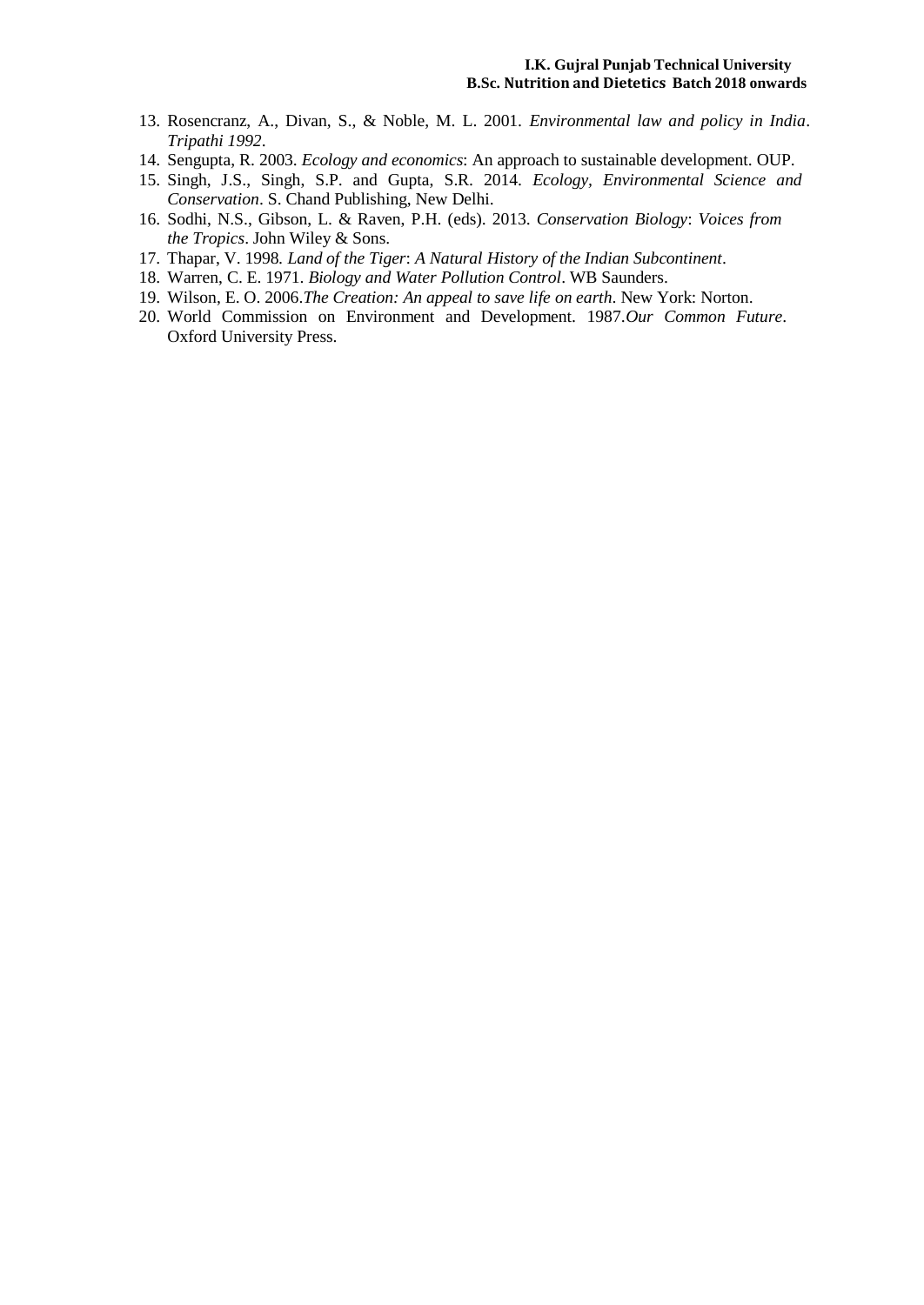13. Rosencranz, A., Divan, S., & Noble, M. L. 2001. *Environmental law and policy in India*. *Tripathi 1992*.
14. Sengupta, R. 2003. *Ecology and economics*: An approach to sustainable development. OUP.
15. Singh, J.S., Singh, S.P. and Gupta, S.R. 2014. *Ecology, Environmental Science and Conservation*. S. Chand Publishing, New Delhi.
16. Sodhi, N.S., Gibson, L. & Raven, P.H. (eds). 2013. *Conservation Biology*: *Voices from the Tropics*. John Wiley & Sons.
17. Thapar, V. 1998. *Land of the Tiger*: *A Natural History of the Indian Subcontinent*.
18. Warren, C. E. 1971. *Biology and Water Pollution Control*. WB Saunders.
19. Wilson, E. O. 2006.*The Creation: An appeal to save life on earth*. New York: Norton.
20. World Commission on Environment and Development. 1987.*Our Common Future*. Oxford University Press.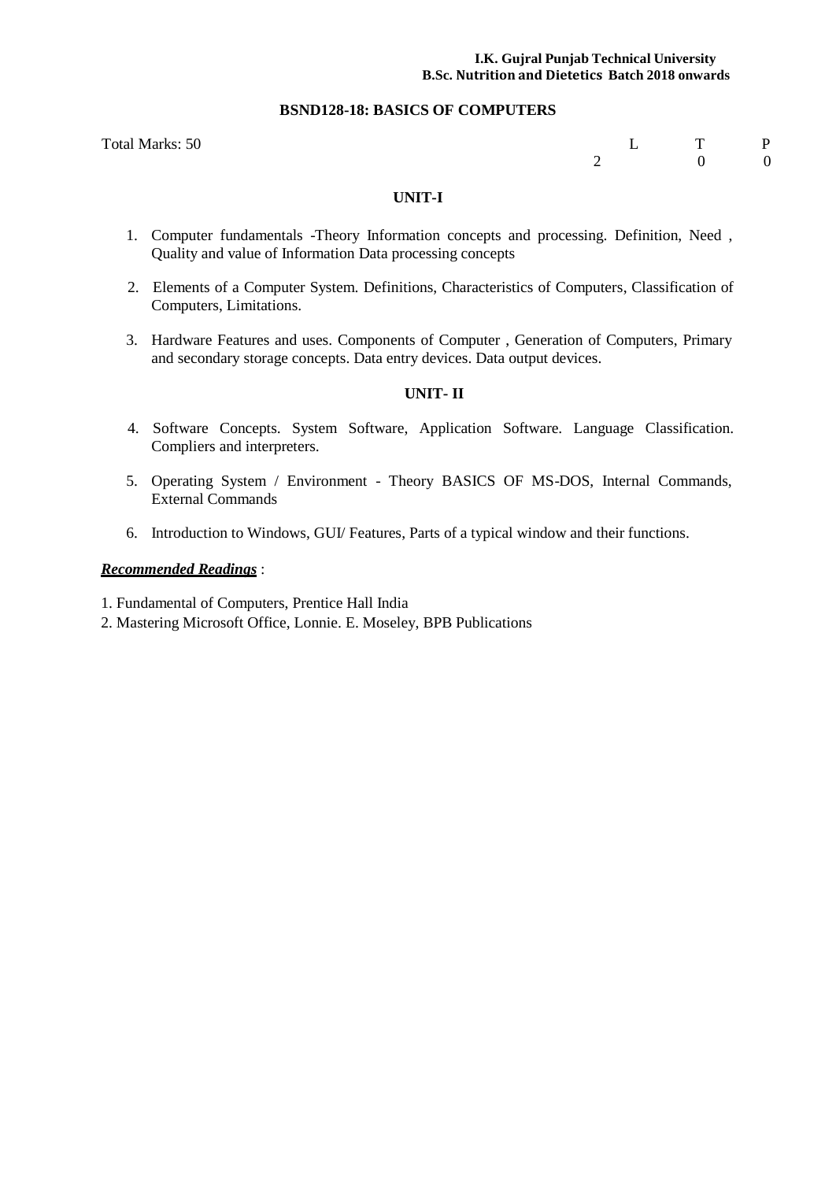**I.K. Gujral Punjab Technical University**
**B.Sc. Nutrition and Dietetics Batch 2018 onwards**

## BSND128-18: BASICS OF COMPUTERS

Total Marks: 50

| L | T | P |
|---|---|---|
| 2 | 0 | 0 |

### UNIT-I

1. Computer fundamentals -Theory Information concepts and processing. Definition, Need , Quality and value of Information Data processing concepts
2. Elements of a Computer System. Definitions, Characteristics of Computers, Classification of Computers, Limitations.
3. Hardware Features and uses. Components of Computer , Generation of Computers, Primary and secondary storage concepts. Data entry devices. Data output devices.

### UNIT- II

4. Software Concepts. System Software, Application Software. Language Classification. Compliers and interpreters.
5. Operating System / Environment - Theory BASICS OF MS-DOS, Internal Commands, External Commands
6. Introduction to Windows, GUI/ Features, Parts of a typical window and their functions.

***Recommended Readings*** :

1. Fundamental of Computers, Prentice Hall India
2. Mastering Microsoft Office, Lonnie. E. Moseley, BPB Publications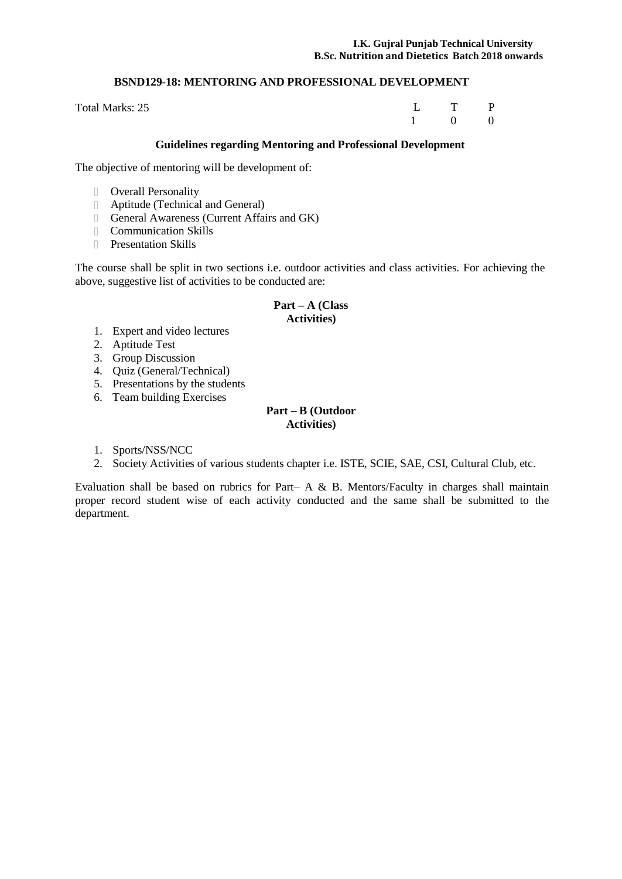## BSND129-18: MENTORING AND PROFESSIONAL DEVELOPMENT

Total Marks: 25

| L | T | P |
|---|---|---|
| 1 | 0 | 0 |

### Guidelines regarding Mentoring and Professional Development

The objective of mentoring will be development of:

- Overall Personality
- Aptitude (Technical and General)
- General Awareness (Current Affairs and GK)
- Communication Skills
- Presentation Skills

The course shall be split in two sections i.e. outdoor activities and class activities. For achieving the above, suggestive list of activities to be conducted are:

**Part – A (Class Activities)**

1. Expert and video lectures
2. Aptitude Test
3. Group Discussion
4. Quiz (General/Technical)
5. Presentations by the students
6. Team building Exercises

**Part – B (Outdoor Activities)**

1. Sports/NSS/NCC
2. Society Activities of various students chapter i.e. ISTE, SCIE, SAE, CSI, Cultural Club, etc.

Evaluation shall be based on rubrics for Part– A & B. Mentors/Faculty in charges shall maintain proper record student wise of each activity conducted and the same shall be submitted to the department.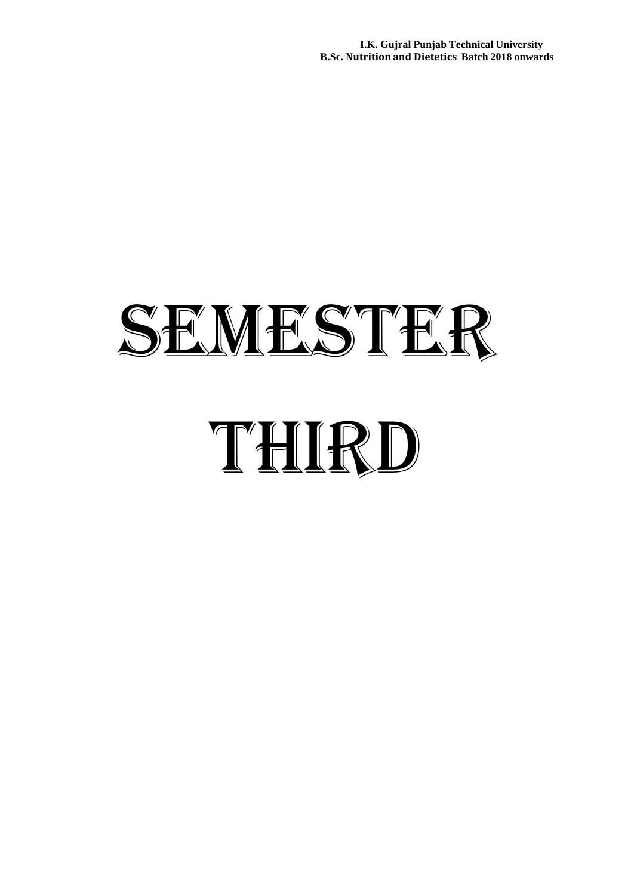# SEMESTER THIRD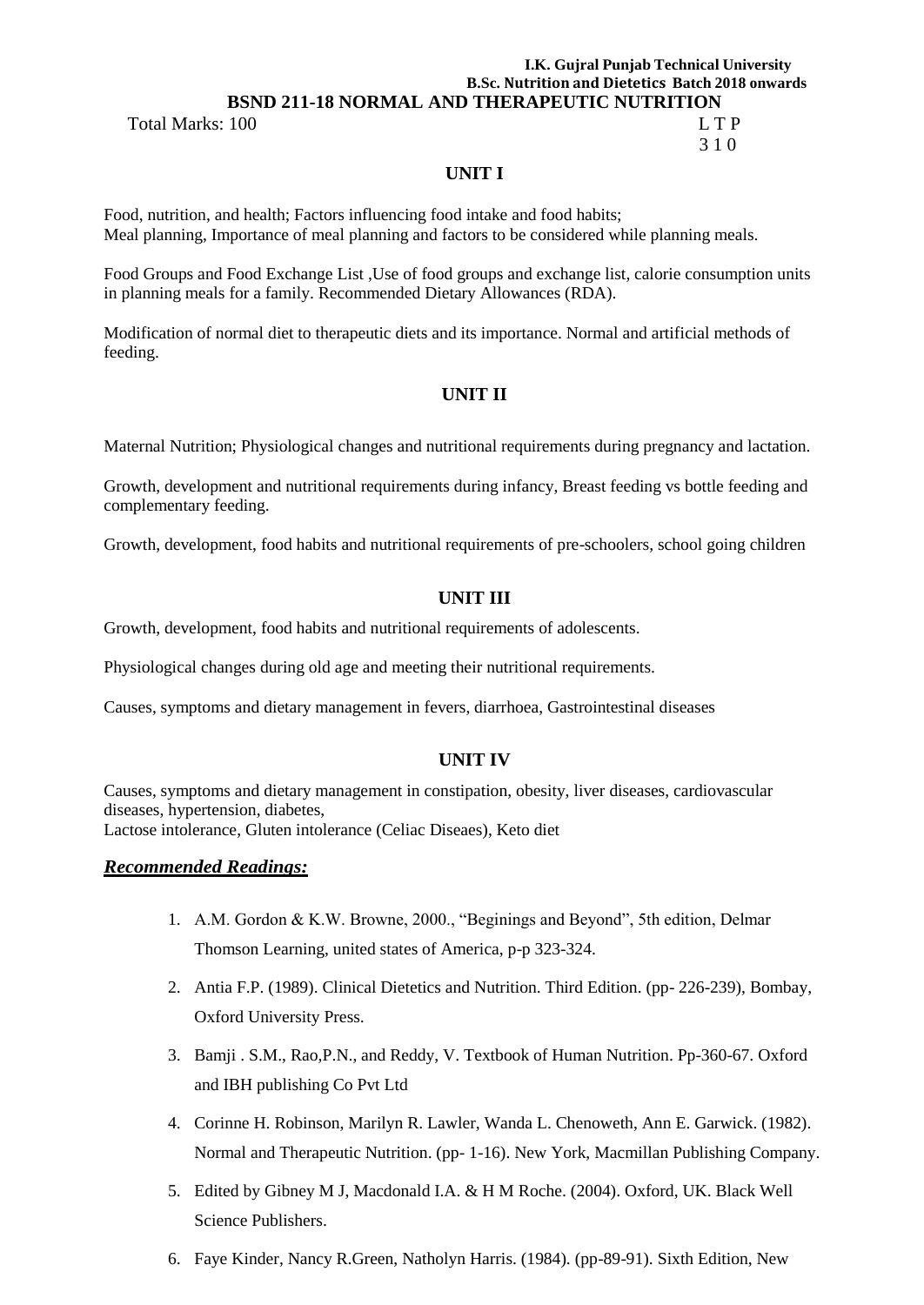**I.K. Gujral Punjab Technical University**
**B.Sc. Nutrition and Dietetics Batch 2018 onwards**

# BSND 211-18 NORMAL AND THERAPEUTIC NUTRITION

Total Marks: 100

L T P
3 1 0

## UNIT I

Food, nutrition, and health; Factors influencing food intake and food habits;
Meal planning, Importance of meal planning and factors to be considered while planning meals.

Food Groups and Food Exchange List ,Use of food groups and exchange list, calorie consumption units in planning meals for a family. Recommended Dietary Allowances (RDA).

Modification of normal diet to therapeutic diets and its importance. Normal and artificial methods of feeding.

## UNIT II

Maternal Nutrition; Physiological changes and nutritional requirements during pregnancy and lactation.

Growth, development and nutritional requirements during infancy, Breast feeding vs bottle feeding and complementary feeding.

Growth, development, food habits and nutritional requirements of pre-schoolers, school going children

## UNIT III

Growth, development, food habits and nutritional requirements of adolescents.

Physiological changes during old age and meeting their nutritional requirements.

Causes, symptoms and dietary management in fevers, diarrhoea, Gastrointestinal diseases

## UNIT IV

Causes, symptoms and dietary management in constipation, obesity, liver diseases, cardiovascular diseases, hypertension, diabetes,
Lactose intolerance, Gluten intolerance (Celiac Diseaes), Keto diet

### ***Recommended Readings:***

1. A.M. Gordon & K.W. Browne, 2000., "Beginings and Beyond", 5th edition, Delmar Thomson Learning, united states of America, p-p 323-324.
2. Antia F.P. (1989). Clinical Dietetics and Nutrition. Third Edition. (pp- 226-239), Bombay, Oxford University Press.
3. Bamji . S.M., Rao,P.N., and Reddy, V. Textbook of Human Nutrition. Pp-360-67. Oxford and IBH publishing Co Pvt Ltd
4. Corinne H. Robinson, Marilyn R. Lawler, Wanda L. Chenoweth, Ann E. Garwick. (1982). Normal and Therapeutic Nutrition. (pp- 1-16). New York, Macmillan Publishing Company.
5. Edited by Gibney M J, Macdonald I.A. & H M Roche. (2004). Oxford, UK. Black Well Science Publishers.
6. Faye Kinder, Nancy R.Green, Natholyn Harris. (1984). (pp-89-91). Sixth Edition, New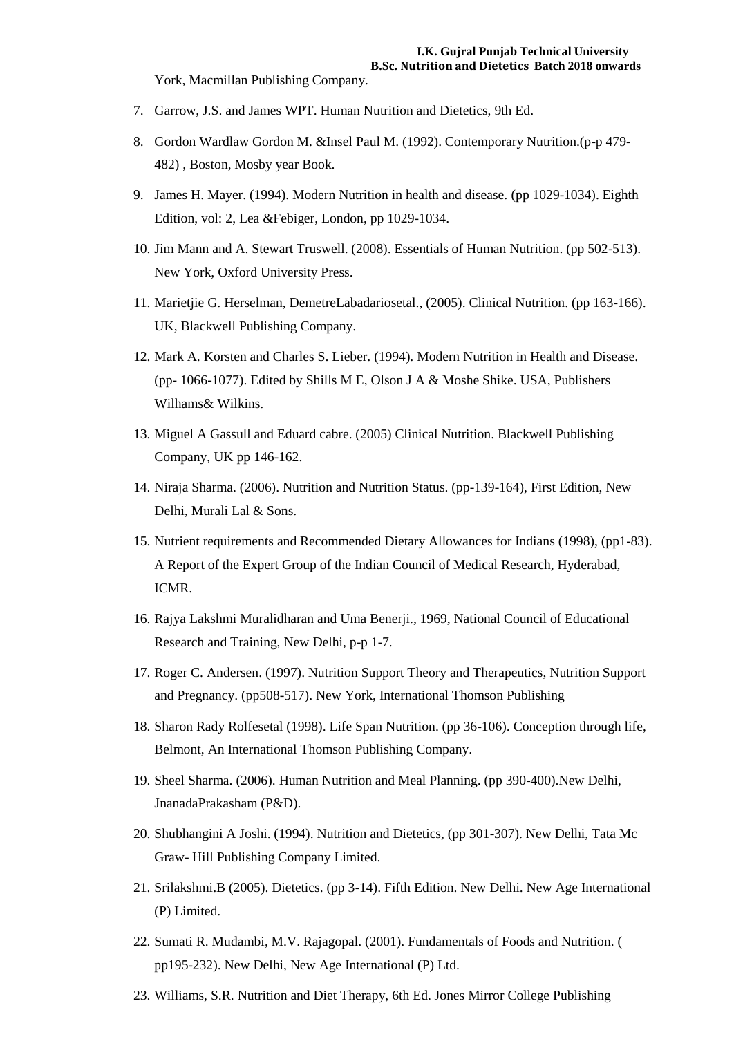York, Macmillan Publishing Company.

7. Garrow, J.S. and James WPT. Human Nutrition and Dietetics, 9th Ed.
8. Gordon Wardlaw Gordon M. &Insel Paul M. (1992). Contemporary Nutrition.(p-p 479-482) , Boston, Mosby year Book.
9. James H. Mayer. (1994). Modern Nutrition in health and disease. (pp 1029-1034). Eighth Edition, vol: 2, Lea &Febiger, London, pp 1029-1034.
10. Jim Mann and A. Stewart Truswell. (2008). Essentials of Human Nutrition. (pp 502-513). New York, Oxford University Press.
11. Marietjie G. Herselman, DemetreLabadariosetal., (2005). Clinical Nutrition. (pp 163-166). UK, Blackwell Publishing Company.
12. Mark A. Korsten and Charles S. Lieber. (1994). Modern Nutrition in Health and Disease. (pp- 1066-1077). Edited by Shills M E, Olson J A & Moshe Shike. USA, Publishers Wilhams& Wilkins.
13. Miguel A Gassull and Eduard cabre. (2005) Clinical Nutrition. Blackwell Publishing Company, UK pp 146-162.
14. Niraja Sharma. (2006). Nutrition and Nutrition Status. (pp-139-164), First Edition, New Delhi, Murali Lal & Sons.
15. Nutrient requirements and Recommended Dietary Allowances for Indians (1998), (pp1-83). A Report of the Expert Group of the Indian Council of Medical Research, Hyderabad, ICMR.
16. Rajya Lakshmi Muralidharan and Uma Benerji., 1969, National Council of Educational Research and Training, New Delhi, p-p 1-7.
17. Roger C. Andersen. (1997). Nutrition Support Theory and Therapeutics, Nutrition Support and Pregnancy. (pp508-517). New York, International Thomson Publishing
18. Sharon Rady Rolfesetal (1998). Life Span Nutrition. (pp 36-106). Conception through life, Belmont, An International Thomson Publishing Company.
19. Sheel Sharma. (2006). Human Nutrition and Meal Planning. (pp 390-400).New Delhi, JnanadaPrakasham (P&D).
20. Shubhangini A Joshi. (1994). Nutrition and Dietetics, (pp 301-307). New Delhi, Tata Mc Graw- Hill Publishing Company Limited.
21. Srilakshmi.B (2005). Dietetics. (pp 3-14). Fifth Edition. New Delhi. New Age International (P) Limited.
22. Sumati R. Mudambi, M.V. Rajagopal. (2001). Fundamentals of Foods and Nutrition. ( pp195-232). New Delhi, New Age International (P) Ltd.
23. Williams, S.R. Nutrition and Diet Therapy, 6th Ed. Jones Mirror College Publishing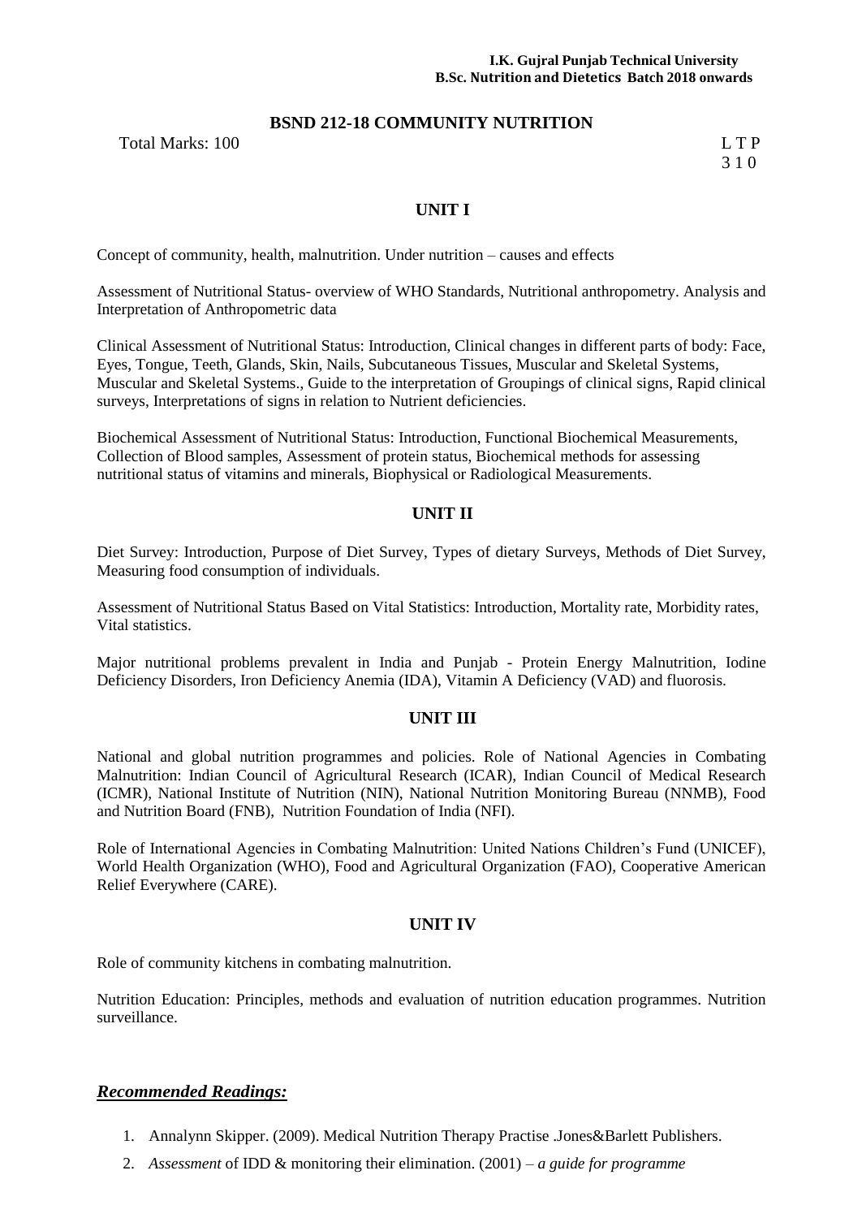## BSND 212-18 COMMUNITY NUTRITION

Total Marks: 100

L T P
3 1 0

### UNIT I

Concept of community, health, malnutrition. Under nutrition – causes and effects

Assessment of Nutritional Status- overview of WHO Standards, Nutritional anthropometry. Analysis and Interpretation of Anthropometric data

Clinical Assessment of Nutritional Status: Introduction, Clinical changes in different parts of body: Face, Eyes, Tongue, Teeth, Glands, Skin, Nails, Subcutaneous Tissues, Muscular and Skeletal Systems, Muscular and Skeletal Systems., Guide to the interpretation of Groupings of clinical signs, Rapid clinical surveys, Interpretations of signs in relation to Nutrient deficiencies.

Biochemical Assessment of Nutritional Status: Introduction, Functional Biochemical Measurements, Collection of Blood samples, Assessment of protein status, Biochemical methods for assessing nutritional status of vitamins and minerals, Biophysical or Radiological Measurements.

### UNIT II

Diet Survey: Introduction, Purpose of Diet Survey, Types of dietary Surveys, Methods of Diet Survey, Measuring food consumption of individuals.

Assessment of Nutritional Status Based on Vital Statistics: Introduction, Mortality rate, Morbidity rates, Vital statistics.

Major nutritional problems prevalent in India and Punjab - Protein Energy Malnutrition, Iodine Deficiency Disorders, Iron Deficiency Anemia (IDA), Vitamin A Deficiency (VAD) and fluorosis.

### UNIT III

National and global nutrition programmes and policies. Role of National Agencies in Combating Malnutrition: Indian Council of Agricultural Research (ICAR), Indian Council of Medical Research (ICMR), National Institute of Nutrition (NIN), National Nutrition Monitoring Bureau (NNMB), Food and Nutrition Board (FNB), Nutrition Foundation of India (NFI).

Role of International Agencies in Combating Malnutrition: United Nations Children's Fund (UNICEF), World Health Organization (WHO), Food and Agricultural Organization (FAO), Cooperative American Relief Everywhere (CARE).

### UNIT IV

Role of community kitchens in combating malnutrition.

Nutrition Education: Principles, methods and evaluation of nutrition education programmes. Nutrition surveillance.

### ***Recommended Readings:***

1. Annalynn Skipper. (2009). Medical Nutrition Therapy Practise .Jones&Barlett Publishers.
2. *Assessment* of IDD & monitoring their elimination. (2001) – *a guide for programme*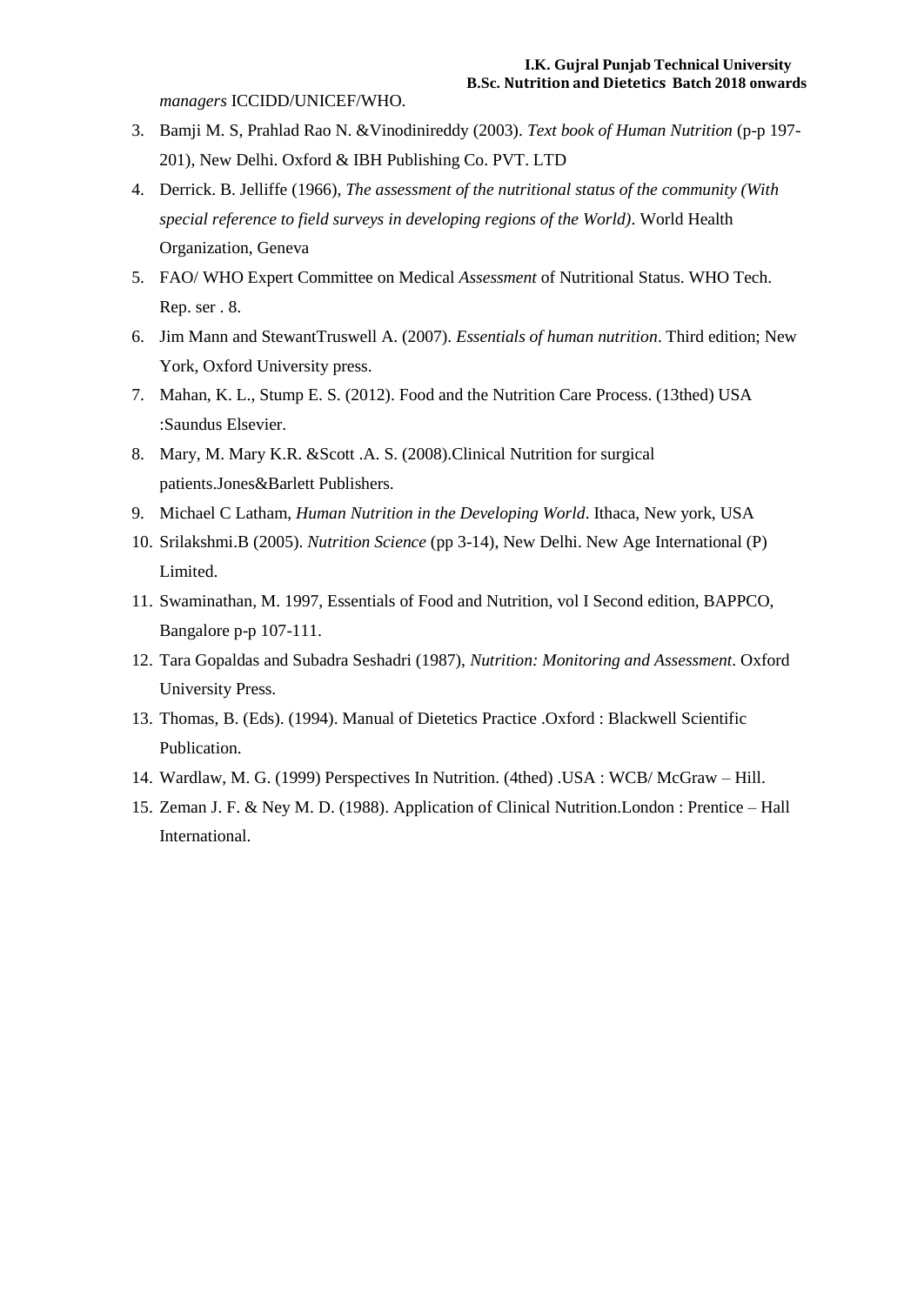*managers* ICCIDD/UNICEF/WHO.

3. Bamji M. S, Prahlad Rao N. &Vinodinireddy (2003). *Text book of Human Nutrition* (p-p 197-201), New Delhi. Oxford & IBH Publishing Co. PVT. LTD
4. Derrick. B. Jelliffe (1966), *The assessment of the nutritional status of the community (With special reference to field surveys in developing regions of the World)*. World Health Organization, Geneva
5. FAO/ WHO Expert Committee on Medical *Assessment* of Nutritional Status. WHO Tech. Rep. ser . 8.
6. Jim Mann and StewantTruswell A. (2007). *Essentials of human nutrition*. Third edition; New York, Oxford University press.
7. Mahan, K. L., Stump E. S. (2012). Food and the Nutrition Care Process. (13thed) USA :Saundus Elsevier.
8. Mary, M. Mary K.R. &Scott .A. S. (2008).Clinical Nutrition for surgical patients.Jones&Barlett Publishers.
9. Michael C Latham, *Human Nutrition in the Developing World*. Ithaca, New york, USA
10. Srilakshmi.B (2005). *Nutrition Science* (pp 3-14), New Delhi. New Age International (P) Limited.
11. Swaminathan, M. 1997, Essentials of Food and Nutrition, vol I Second edition, BAPPCO, Bangalore p-p 107-111.
12. Tara Gopaldas and Subadra Seshadri (1987), *Nutrition: Monitoring and Assessment*. Oxford University Press.
13. Thomas, B. (Eds). (1994). Manual of Dietetics Practice .Oxford : Blackwell Scientific Publication.
14. Wardlaw, M. G. (1999) Perspectives In Nutrition. (4thed) .USA : WCB/ McGraw – Hill.
15. Zeman J. F. & Ney M. D. (1988). Application of Clinical Nutrition.London : Prentice – Hall International.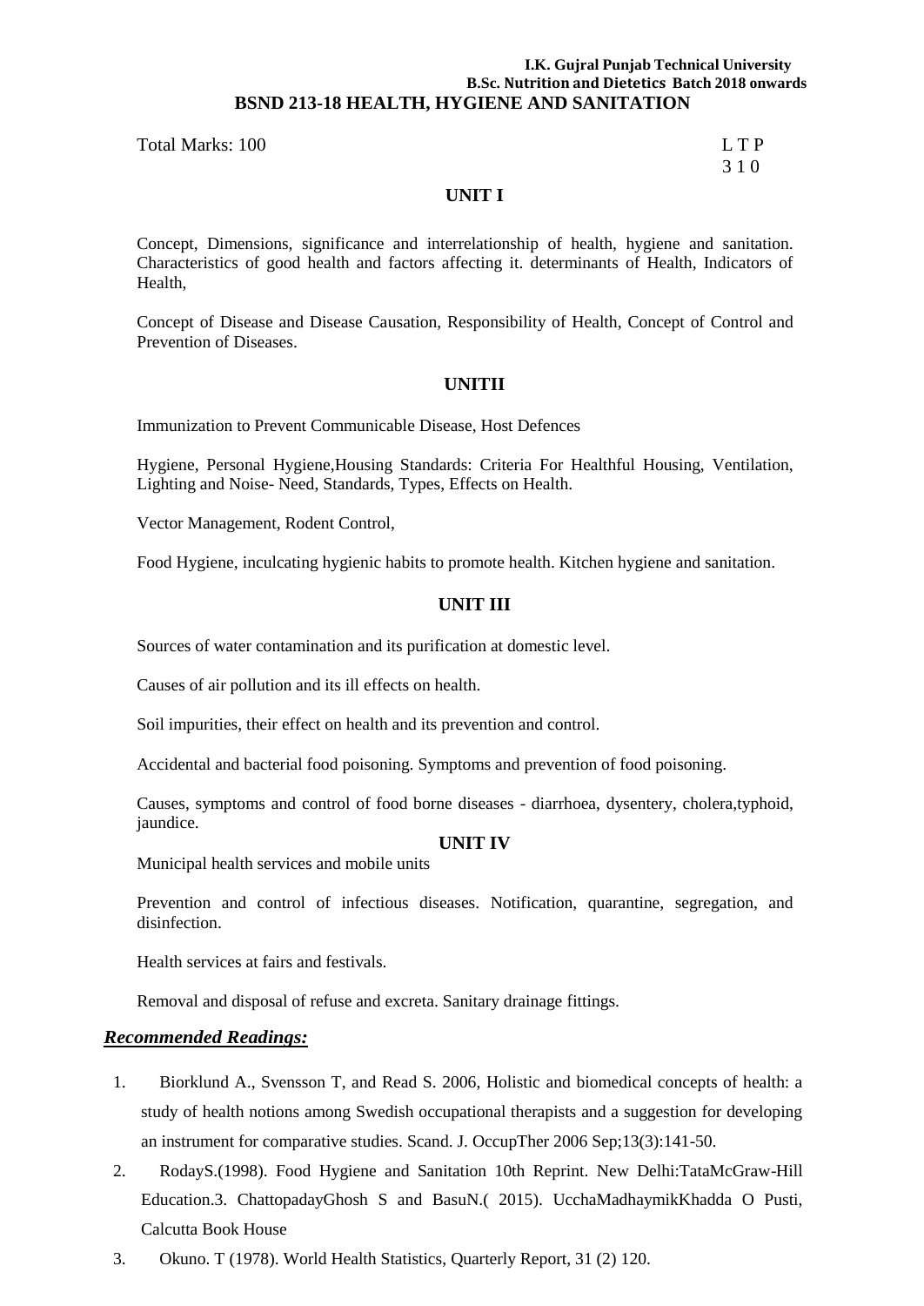**I.K. Gujral Punjab Technical University**
**B.Sc. Nutrition and Dietetics Batch 2018 onwards**

# BSND 213-18 HEALTH, HYGIENE AND SANITATION

Total Marks: 100

L T P
3 1 0

## UNIT I

Concept, Dimensions, significance and interrelationship of health, hygiene and sanitation. Characteristics of good health and factors affecting it. determinants of Health, Indicators of Health,

Concept of Disease and Disease Causation, Responsibility of Health, Concept of Control and Prevention of Diseases.

## UNITII

Immunization to Prevent Communicable Disease, Host Defences

Hygiene, Personal Hygiene,Housing Standards: Criteria For Healthful Housing, Ventilation, Lighting and Noise- Need, Standards, Types, Effects on Health.

Vector Management, Rodent Control,

Food Hygiene, inculcating hygienic habits to promote health. Kitchen hygiene and sanitation.

## UNIT III

Sources of water contamination and its purification at domestic level.

Causes of air pollution and its ill effects on health.

Soil impurities, their effect on health and its prevention and control.

Accidental and bacterial food poisoning. Symptoms and prevention of food poisoning.

Causes, symptoms and control of food borne diseases - diarrhoea, dysentery, cholera,typhoid, jaundice.

## UNIT IV

Municipal health services and mobile units

Prevention and control of infectious diseases. Notification, quarantine, segregation, and disinfection.

Health services at fairs and festivals.

Removal and disposal of refuse and excreta. Sanitary drainage fittings.

***Recommended Readings:***

1. Biorklund A., Svensson T, and Read S. 2006, Holistic and biomedical concepts of health: a study of health notions among Swedish occupational therapists and a suggestion for developing an instrument for comparative studies. Scand. J. OccupTher 2006 Sep;13(3):141-50.
2. RodayS.(1998). Food Hygiene and Sanitation 10th Reprint. New Delhi:TataMcGraw-Hill Education.3. ChattopadayGhosh S and BasuN.( 2015). UcchaMadhaymikKhadda O Pusti, Calcutta Book House
3. Okuno. T (1978). World Health Statistics, Quarterly Report, 31 (2) 120.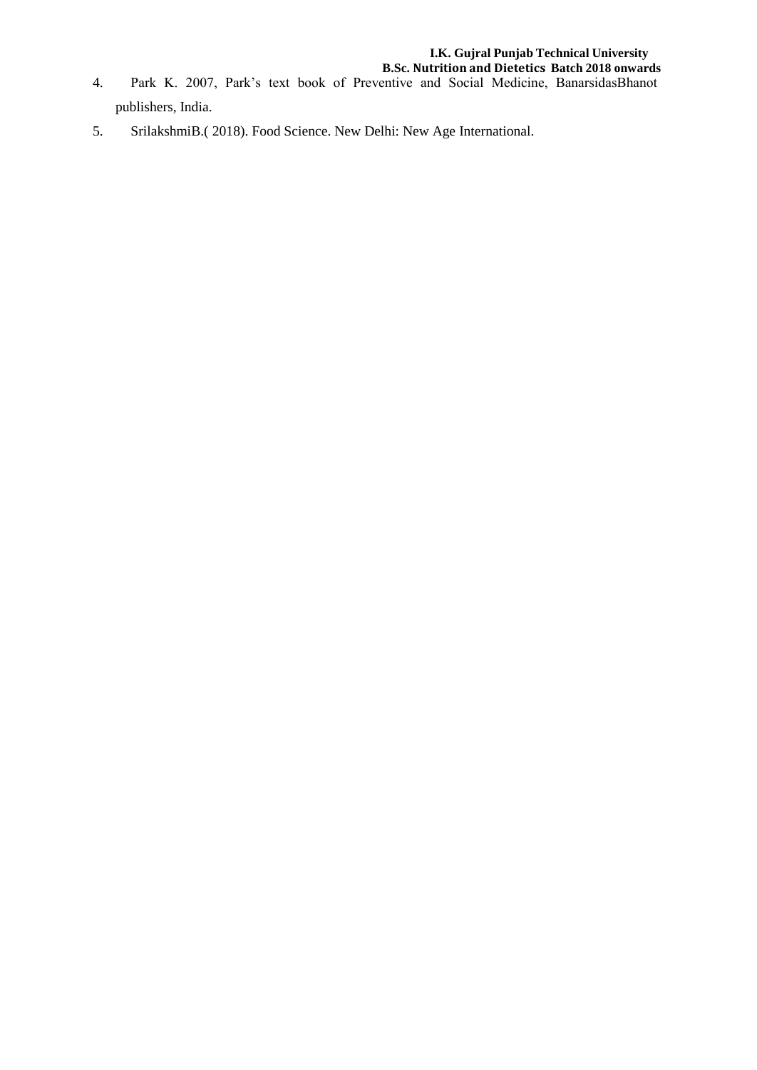4. Park K. 2007, Park's text book of Preventive and Social Medicine, BanarsidasBhanot publishers, India.
5. SrilakshmiB.( 2018). Food Science. New Delhi: New Age International.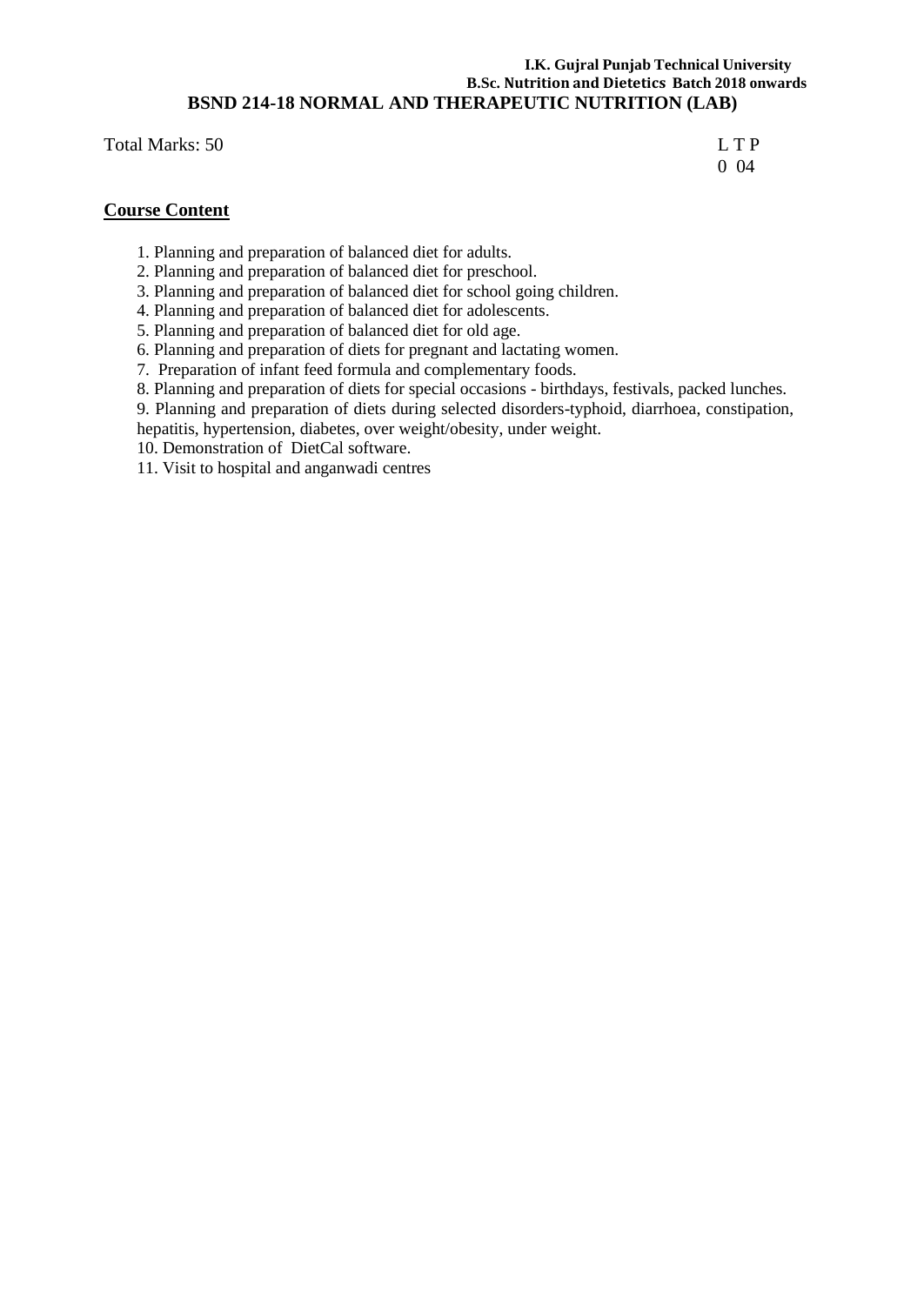**I.K. Gujral Punjab Technical University**
**B.Sc. Nutrition and Dietetics Batch 2018 onwards**

# BSND 214-18 NORMAL AND THERAPEUTIC NUTRITION (LAB)

Total Marks: 50

L T P
0 04

## Course Content

1. Planning and preparation of balanced diet for adults.
2. Planning and preparation of balanced diet for preschool.
3. Planning and preparation of balanced diet for school going children.
4. Planning and preparation of balanced diet for adolescents.
5. Planning and preparation of balanced diet for old age.
6. Planning and preparation of diets for pregnant and lactating women.
7. Preparation of infant feed formula and complementary foods.
8. Planning and preparation of diets for special occasions - birthdays, festivals, packed lunches.
9. Planning and preparation of diets during selected disorders-typhoid, diarrhoea, constipation, hepatitis, hypertension, diabetes, over weight/obesity, under weight.
10. Demonstration of DietCal software.
11. Visit to hospital and anganwadi centres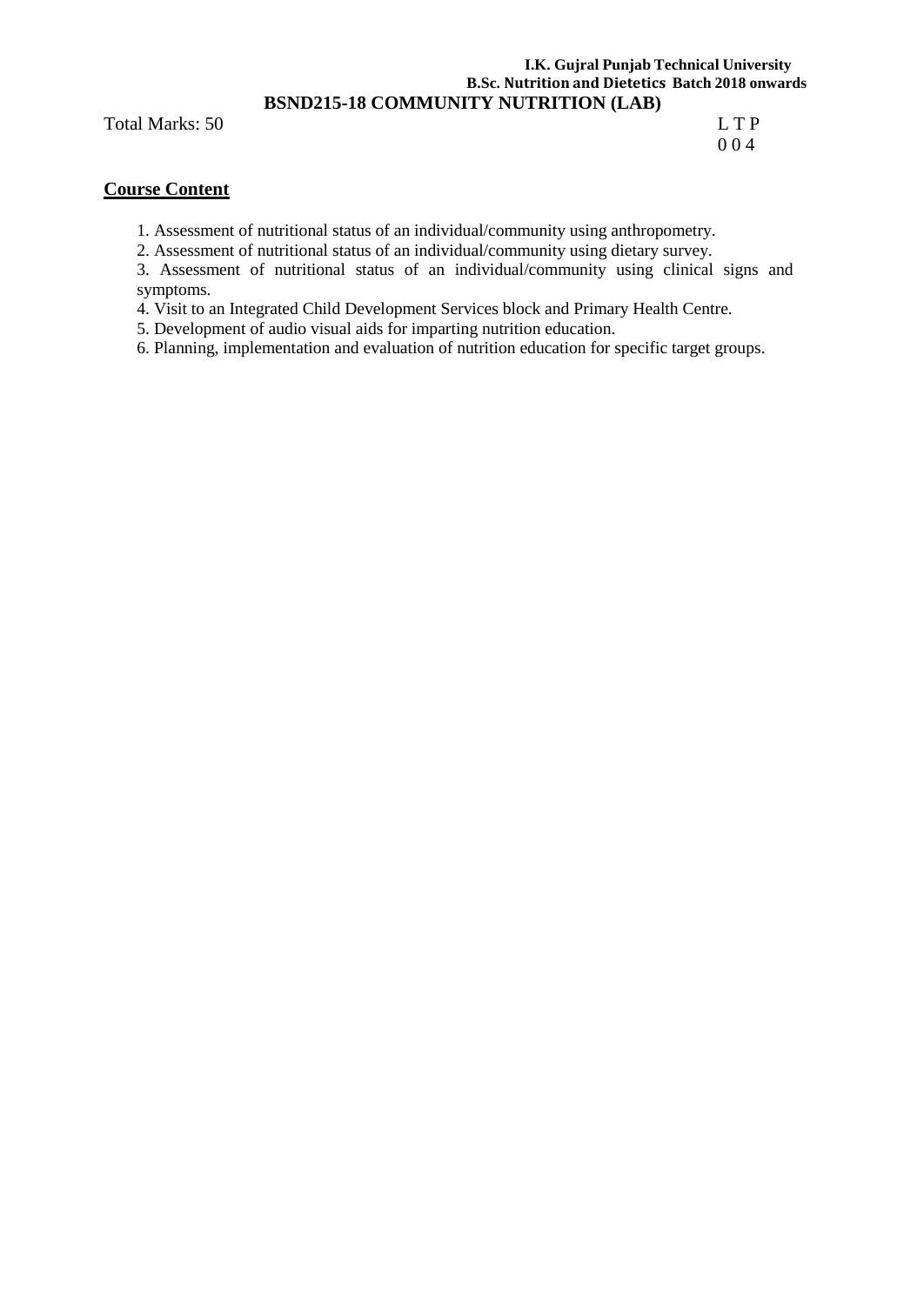## BSND215-18 COMMUNITY NUTRITION (LAB)

Total Marks: 50

L T P
0 0 4

**Course Content**

1. Assessment of nutritional status of an individual/community using anthropometry.
2. Assessment of nutritional status of an individual/community using dietary survey.
3. Assessment of nutritional status of an individual/community using clinical signs and symptoms.
4. Visit to an Integrated Child Development Services block and Primary Health Centre.
5. Development of audio visual aids for imparting nutrition education.
6. Planning, implementation and evaluation of nutrition education for specific target groups.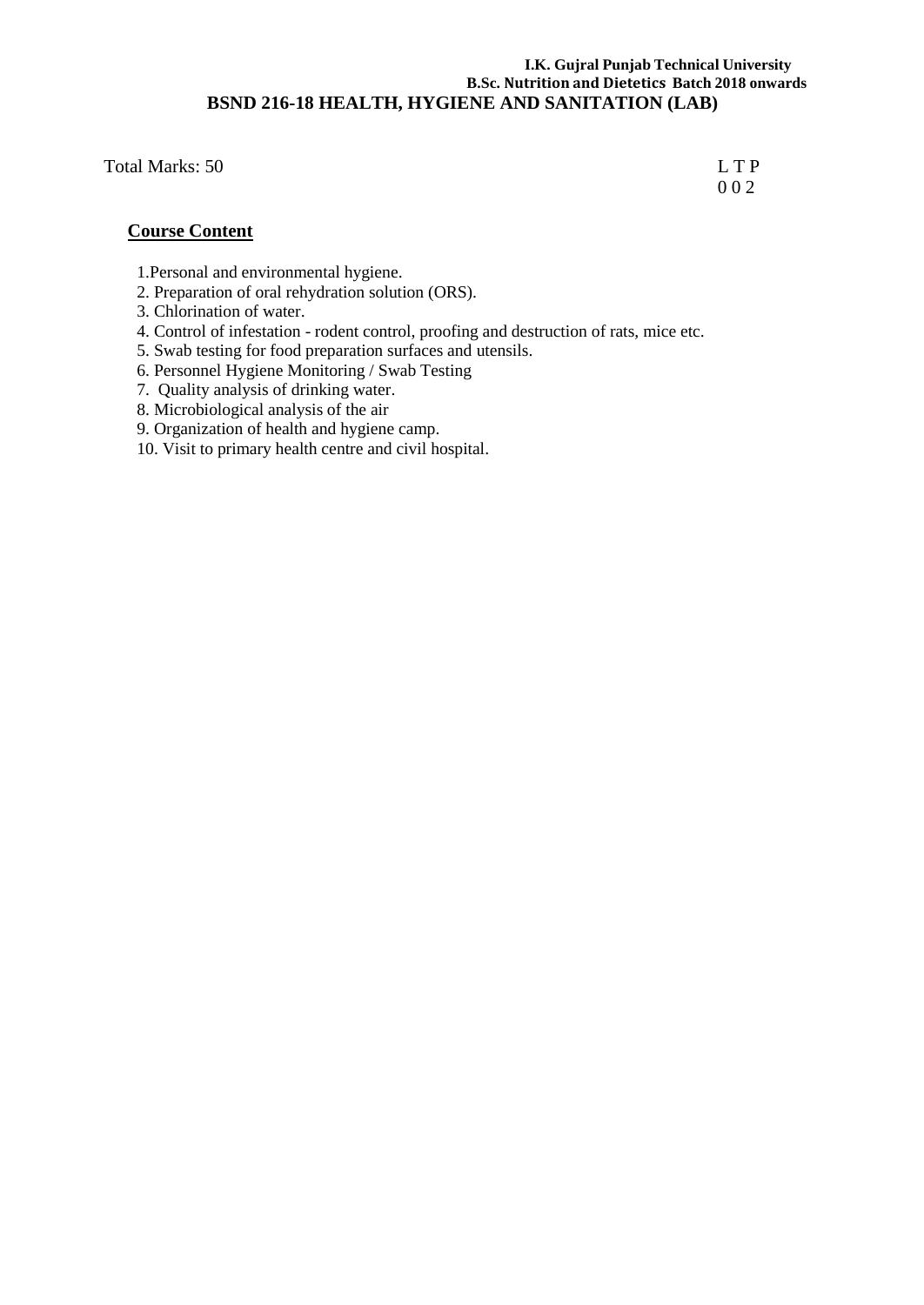# BSND 216-18 HEALTH, HYGIENE AND SANITATION (LAB)

Total Marks: 50

L T P
0 0 2

**Course Content**

1. Personal and environmental hygiene.
2. Preparation of oral rehydration solution (ORS).
3. Chlorination of water.
4. Control of infestation - rodent control, proofing and destruction of rats, mice etc.
5. Swab testing for food preparation surfaces and utensils.
6. Personnel Hygiene Monitoring / Swab Testing
7. Quality analysis of drinking water.
8. Microbiological analysis of the air
9. Organization of health and hygiene camp.
10. Visit to primary health centre and civil hospital.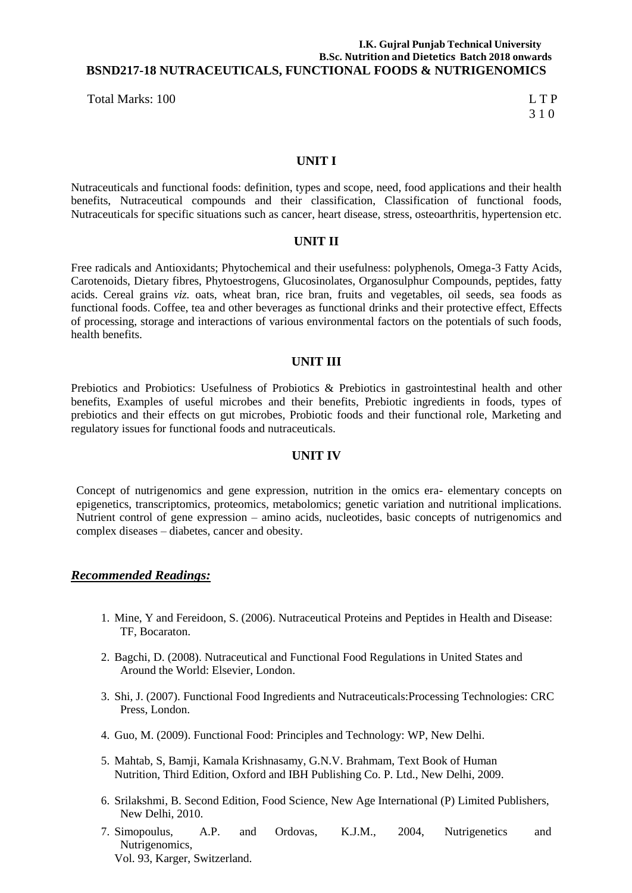**I.K. Gujral Punjab Technical University**
**B.Sc. Nutrition and Dietetics Batch 2018 onwards**

# BSND217-18 NUTRACEUTICALS, FUNCTIONAL FOODS & NUTRIGENOMICS

Total Marks: 100

L T P
3 1 0

## UNIT I

Nutraceuticals and functional foods: definition, types and scope, need, food applications and their health benefits, Nutraceutical compounds and their classification, Classification of functional foods, Nutraceuticals for specific situations such as cancer, heart disease, stress, osteoarthritis, hypertension etc.

## UNIT II

Free radicals and Antioxidants; Phytochemical and their usefulness: polyphenols, Omega-3 Fatty Acids, Carotenoids, Dietary fibres, Phytoestrogens, Glucosinolates, Organosulphur Compounds, peptides, fatty acids. Cereal grains *viz.* oats, wheat bran, rice bran, fruits and vegetables, oil seeds, sea foods as functional foods. Coffee, tea and other beverages as functional drinks and their protective effect, Effects of processing, storage and interactions of various environmental factors on the potentials of such foods, health benefits.

## UNIT III

Prebiotics and Probiotics: Usefulness of Probiotics & Prebiotics in gastrointestinal health and other benefits, Examples of useful microbes and their benefits, Prebiotic ingredients in foods, types of prebiotics and their effects on gut microbes, Probiotic foods and their functional role, Marketing and regulatory issues for functional foods and nutraceuticals.

## UNIT IV

Concept of nutrigenomics and gene expression, nutrition in the omics era- elementary concepts on epigenetics, transcriptomics, proteomics, metabolomics; genetic variation and nutritional implications. Nutrient control of gene expression – amino acids, nucleotides, basic concepts of nutrigenomics and complex diseases – diabetes, cancer and obesity.

## *Recommended Readings:*

1. Mine, Y and Fereidoon, S. (2006). Nutraceutical Proteins and Peptides in Health and Disease: TF, Bocaraton.
2. Bagchi, D. (2008). Nutraceutical and Functional Food Regulations in United States and Around the World: Elsevier, London.
3. Shi, J. (2007). Functional Food Ingredients and Nutraceuticals:Processing Technologies: CRC Press, London.
4. Guo, M. (2009). Functional Food: Principles and Technology: WP, New Delhi.
5. Mahtab, S, Bamji, Kamala Krishnasamy, G.N.V. Brahmam, Text Book of Human Nutrition, Third Edition, Oxford and IBH Publishing Co. P. Ltd., New Delhi, 2009.
6. Srilakshmi, B. Second Edition, Food Science, New Age International (P) Limited Publishers, New Delhi, 2010.
7. Simopoulus, A.P. and Ordovas, K.J.M., 2004, Nutrigenetics and Nutrigenomics, Vol. 93, Karger, Switzerland.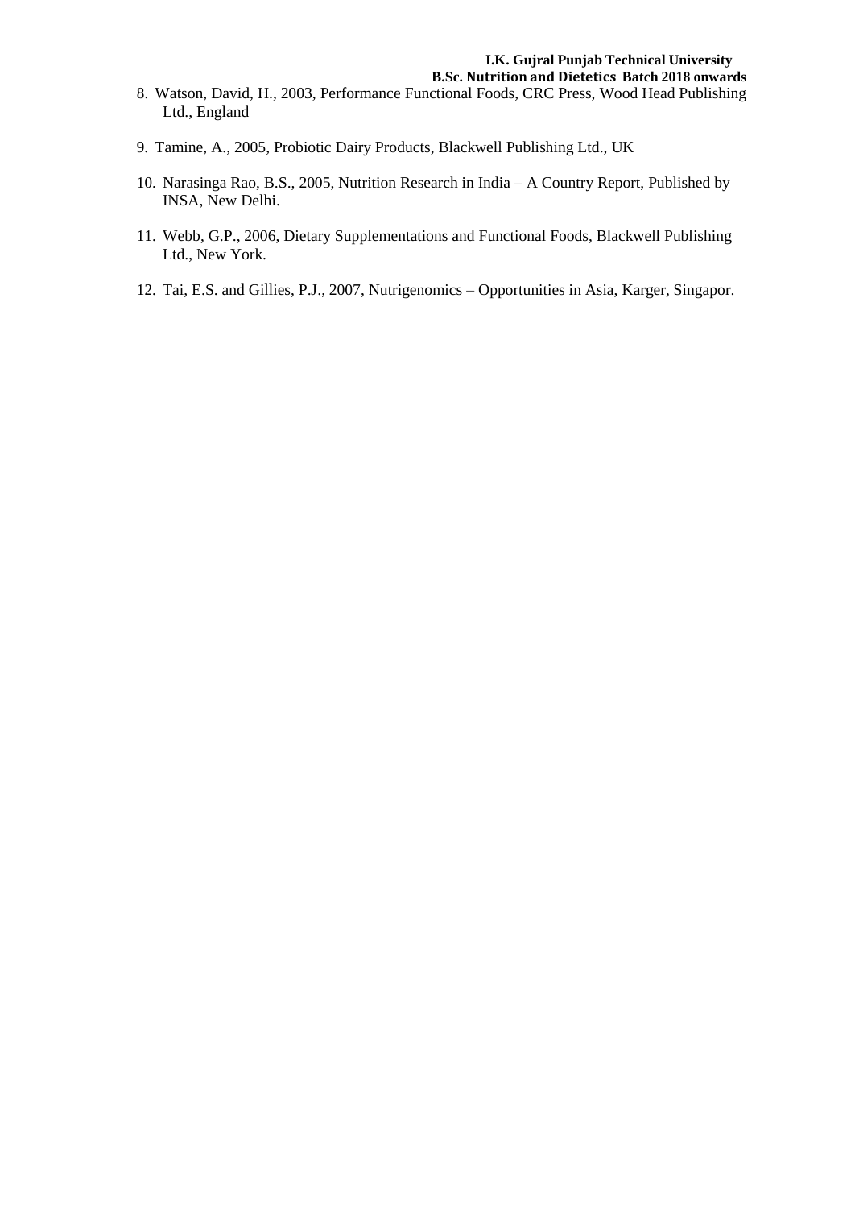8. Watson, David, H., 2003, Performance Functional Foods, CRC Press, Wood Head Publishing Ltd., England

9. Tamine, A., 2005, Probiotic Dairy Products, Blackwell Publishing Ltd., UK

10. Narasinga Rao, B.S., 2005, Nutrition Research in India – A Country Report, Published by INSA, New Delhi.

11. Webb, G.P., 2006, Dietary Supplementations and Functional Foods, Blackwell Publishing Ltd., New York.

12. Tai, E.S. and Gillies, P.J., 2007, Nutrigenomics – Opportunities in Asia, Karger, Singapor.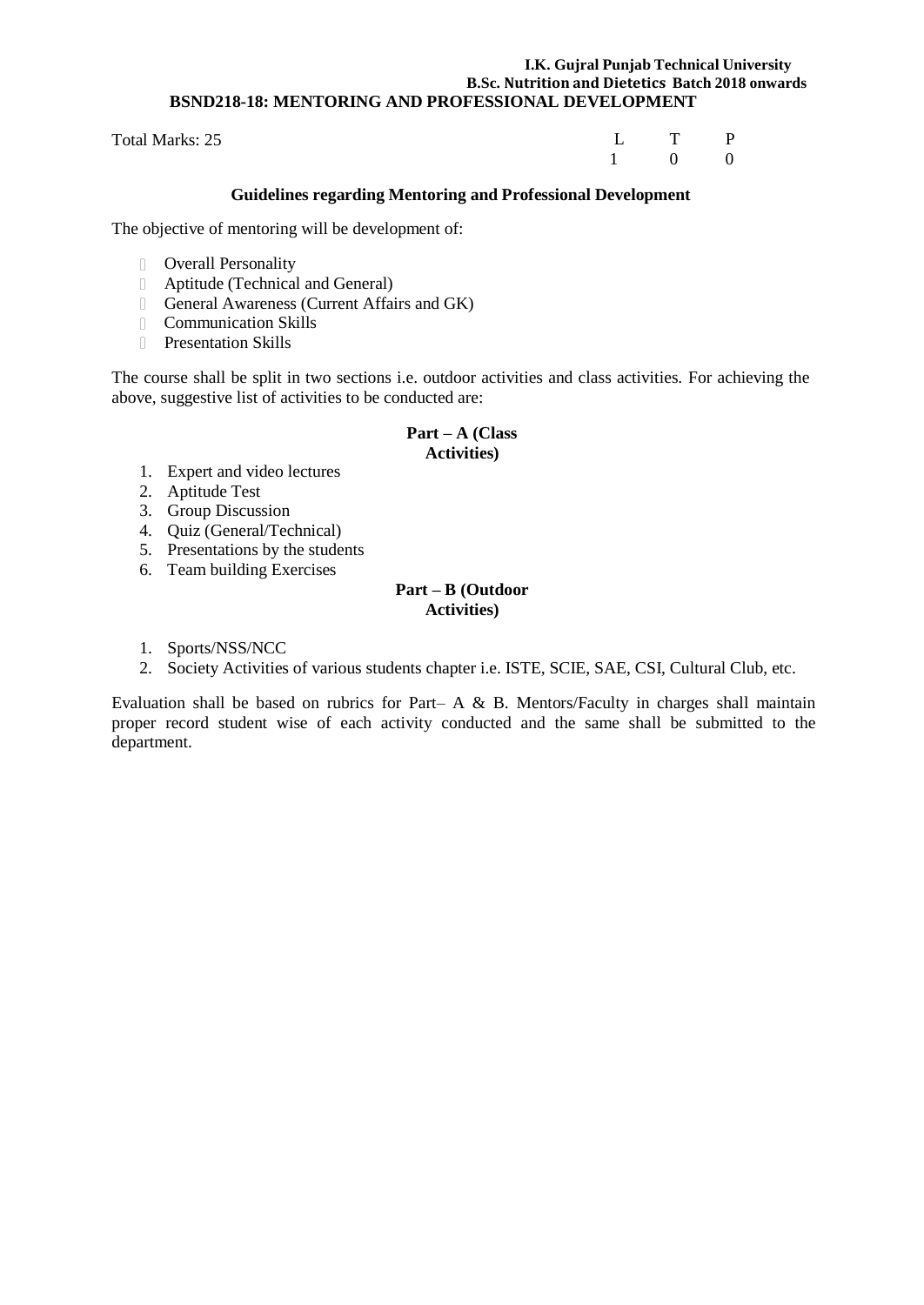## BSND218-18: MENTORING AND PROFESSIONAL DEVELOPMENT

Total Marks: 25

| L | T | P |
|---|---|---|
| 1 | 0 | 0 |

### Guidelines regarding Mentoring and Professional Development

The objective of mentoring will be development of:

- Overall Personality
- Aptitude (Technical and General)
- General Awareness (Current Affairs and GK)
- Communication Skills
- Presentation Skills

The course shall be split in two sections i.e. outdoor activities and class activities. For achieving the above, suggestive list of activities to be conducted are:

**Part – A (Class Activities)**

1. Expert and video lectures
2. Aptitude Test
3. Group Discussion
4. Quiz (General/Technical)
5. Presentations by the students
6. Team building Exercises

**Part – B (Outdoor Activities)**

1. Sports/NSS/NCC
2. Society Activities of various students chapter i.e. ISTE, SCIE, SAE, CSI, Cultural Club, etc.

Evaluation shall be based on rubrics for Part– A & B. Mentors/Faculty in charges shall maintain proper record student wise of each activity conducted and the same shall be submitted to the department.